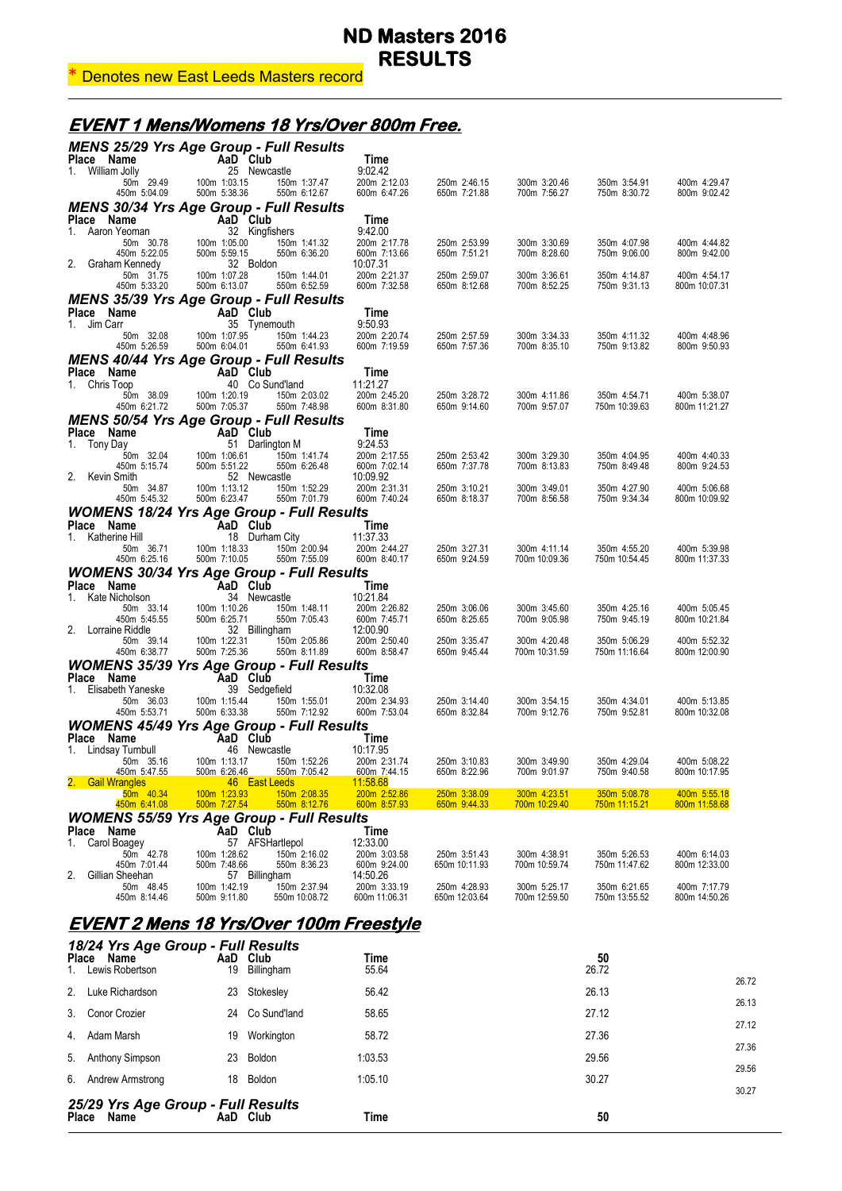# ND Masters 2016
# RESULTS

* Denotes new East Leeds Masters record

## EVENT 1 Mens/Womens 18 Yrs/Over 800m Free.

### MENS 25/29 Yrs Age Group - Full Results

| Place | Name | AaD | Club | Time |
|---|---|---|---|---|
| 1. | William Jolly | 25 | Newcastle | 9:02.42 |

| | | | | | | | |
|---|---|---|---|---|---|---|---|
| 50m 29.49 | 100m 1:03.15 | 150m 1:37.47 | 200m 2:12.03 | 250m 2:46.15 | 300m 3:20.46 | 350m 3:54.91 | 400m 4:29.47 |
| 450m 5:04.09 | 500m 5:38.36 | 550m 6:12.67 | 600m 6:47.26 | 650m 7:21.88 | 700m 7:56.27 | 750m 8:30.72 | 800m 9:02.42 |

### MENS 30/34 Yrs Age Group - Full Results

| Place | Name | AaD | Club | Time |
|---|---|---|---|---|
| 1. | Aaron Yeoman | 32 | Kingfishers | 9:42.00 |
| 2. | Graham Kennedy | 32 | Boldon | 10:07.31 |

Aaron Yeoman:

| | | | | | | | |
|---|---|---|---|---|---|---|---|
| 50m 30.78 | 100m 1:05.00 | 150m 1:41.32 | 200m 2:17.78 | 250m 2:53.99 | 300m 3:30.69 | 350m 4:07.98 | 400m 4:44.82 |
| 450m 5:22.05 | 500m 5:59.15 | 550m 6:36.20 | 600m 7:13.66 | 650m 7:51.21 | 700m 8:28.60 | 750m 9:06.00 | 800m 9:42.00 |

Graham Kennedy:

| | | | | | | | |
|---|---|---|---|---|---|---|---|
| 50m 31.75 | 100m 1:07.28 | 150m 1:44.01 | 200m 2:21.37 | 250m 2:59.07 | 300m 3:36.61 | 350m 4:14.87 | 400m 4:54.17 |
| 450m 5:33.20 | 500m 6:13.07 | 550m 6:52.59 | 600m 7:32.58 | 650m 8:12.68 | 700m 8:52.25 | 750m 9:31.13 | 800m 10:07.31 |

### MENS 35/39 Yrs Age Group - Full Results

| Place | Name | AaD | Club | Time |
|---|---|---|---|---|
| 1. | Jim Carr | 35 | Tynemouth | 9:50.93 |

| | | | | | | | |
|---|---|---|---|---|---|---|---|
| 50m 32.08 | 100m 1:07.95 | 150m 1:44.23 | 200m 2:20.74 | 250m 2:57.59 | 300m 3:34.33 | 350m 4:11.32 | 400m 4:48.96 |
| 450m 5:26.59 | 500m 6:04.01 | 550m 6:41.93 | 600m 7:19.59 | 650m 7:57.36 | 700m 8:35.10 | 750m 9:13.82 | 800m 9:50.93 |

### MENS 40/44 Yrs Age Group - Full Results

| Place | Name | AaD | Club | Time |
|---|---|---|---|---|
| 1. | Chris Toop | 40 | Co Sund'land | 11:21.27 |

| | | | | | | | |
|---|---|---|---|---|---|---|---|
| 50m 38.09 | 100m 1:20.19 | 150m 2:03.02 | 200m 2:45.20 | 250m 3:28.72 | 300m 4:11.86 | 350m 4:54.71 | 400m 5:38.07 |
| 450m 6:21.72 | 500m 7:05.37 | 550m 7:48.98 | 600m 8:31.80 | 650m 9:14.60 | 700m 9:57.07 | 750m 10:39.63 | 800m 11:21.27 |

### MENS 50/54 Yrs Age Group - Full Results

| Place | Name | AaD | Club | Time |
|---|---|---|---|---|
| 1. | Tony Day | 51 | Darlington M | 9:24.53 |
| 2. | Kevin Smith | 52 | Newcastle | 10:09.92 |

Tony Day:

| | | | | | | | |
|---|---|---|---|---|---|---|---|
| 50m 32.04 | 100m 1:06.61 | 150m 1:41.74 | 200m 2:17.55 | 250m 2:53.42 | 300m 3:29.30 | 350m 4:04.95 | 400m 4:40.33 |
| 450m 5:15.74 | 500m 5:51.22 | 550m 6:26.48 | 600m 7:02.14 | 650m 7:37.78 | 700m 8:13.83 | 750m 8:49.48 | 800m 9:24.53 |

Kevin Smith:

| | | | | | | | |
|---|---|---|---|---|---|---|---|
| 50m 34.87 | 100m 1:13.12 | 150m 1:52.29 | 200m 2:31.31 | 250m 3:10.21 | 300m 3:49.01 | 350m 4:27.90 | 400m 5:06.68 |
| 450m 5:45.32 | 500m 6:23.47 | 550m 7:01.79 | 600m 7:40.24 | 650m 8:18.37 | 700m 8:56.58 | 750m 9:34.34 | 800m 10:09.92 |

### WOMENS 18/24 Yrs Age Group - Full Results

| Place | Name | AaD | Club | Time |
|---|---|---|---|---|
| 1. | Katherine Hill | 18 | Durham City | 11:37.33 |

| | | | | | | | |
|---|---|---|---|---|---|---|---|
| 50m 36.71 | 100m 1:18.33 | 150m 2:00.94 | 200m 2:44.27 | 250m 3:27.31 | 300m 4:11.14 | 350m 4:55.20 | 400m 5:39.98 |
| 450m 6:25.16 | 500m 7:10.05 | 550m 7:55.09 | 600m 8:40.17 | 650m 9:24.59 | 700m 10:09.36 | 750m 10:54.45 | 800m 11:37.33 |

### WOMENS 30/34 Yrs Age Group - Full Results

| Place | Name | AaD | Club | Time |
|---|---|---|---|---|
| 1. | Kate Nicholson | 34 | Newcastle | 10:21.84 |
| 2. | Lorraine Riddle | 32 | Billingham | 12:00.90 |

Kate Nicholson:

| | | | | | | | |
|---|---|---|---|---|---|---|---|
| 50m 33.14 | 100m 1:10.26 | 150m 1:48.11 | 200m 2:26.82 | 250m 3:06.06 | 300m 3:45.60 | 350m 4:25.16 | 400m 5:05.45 |
| 450m 5:45.55 | 500m 6:25.71 | 550m 7:05.43 | 600m 7:45.71 | 650m 8:25.65 | 700m 9:05.98 | 750m 9:45.19 | 800m 10:21.84 |

Lorraine Riddle:

| | | | | | | | |
|---|---|---|---|---|---|---|---|
| 50m 39.14 | 100m 1:22.31 | 150m 2:05.86 | 200m 2:50.40 | 250m 3:35.47 | 300m 4:20.48 | 350m 5:06.29 | 400m 5:52.32 |
| 450m 6:38.77 | 500m 7:25.36 | 550m 8:11.89 | 600m 8:58.47 | 650m 9:45.44 | 700m 10:31.59 | 750m 11:16.64 | 800m 12:00.90 |

### WOMENS 35/39 Yrs Age Group - Full Results

| Place | Name | AaD | Club | Time |
|---|---|---|---|---|
| 1. | Elisabeth Yaneske | 39 | Sedgefield | 10:32.08 |

| | | | | | | | |
|---|---|---|---|---|---|---|---|
| 50m 36.03 | 100m 1:15.44 | 150m 1:55.01 | 200m 2:34.93 | 250m 3:14.40 | 300m 3:54.15 | 350m 4:34.01 | 400m 5:13.85 |
| 450m 5:53.71 | 500m 6:33.38 | 550m 7:12.92 | 600m 7:53.04 | 650m 8:32.84 | 700m 9:12.76 | 750m 9:52.81 | 800m 10:32.08 |

### WOMENS 45/49 Yrs Age Group - Full Results

| Place | Name | AaD | Club | Time |
|---|---|---|---|---|
| 1. | Lindsay Turnbull | 46 | Newcastle | 10:17.95 |
| 2. | Gail Wrangles | 46 | East Leeds | 11:58.68 |

Lindsay Turnbull:

| | | | | | | | |
|---|---|---|---|---|---|---|---|
| 50m 35.16 | 100m 1:13.17 | 150m 1:52.26 | 200m 2:31.74 | 250m 3:10.83 | 300m 3:49.90 | 350m 4:29.04 | 400m 5:08.22 |
| 450m 5:47.55 | 500m 6:26.46 | 550m 7:05.42 | 600m 7:44.15 | 650m 8:22.96 | 700m 9:01.97 | 750m 9:40.58 | 800m 10:17.95 |

Gail Wrangles:

| | | | | | | | |
|---|---|---|---|---|---|---|---|
| 50m 40.34 | 100m 1:23.93 | 150m 2:08.35 | 200m 2:52.86 | 250m 3:38.09 | 300m 4:23.51 | 350m 5:08.78 | 400m 5:55.18 |
| 450m 6:41.08 | 500m 7:27.54 | 550m 8:12.76 | 600m 8:57.93 | 650m 9:44.33 | 700m 10:29.40 | 750m 11:15.21 | 800m 11:58.68 |

### WOMENS 55/59 Yrs Age Group - Full Results

| Place | Name | AaD | Club | Time |
|---|---|---|---|---|
| 1. | Carol Boagey | 57 | AFSHartlepol | 12:33.00 |
| 2. | Gillian Sheehan | 57 | Billingham | 14:50.26 |

Carol Boagey:

| | | | | | | | |
|---|---|---|---|---|---|---|---|
| 50m 42.78 | 100m 1:28.62 | 150m 2:16.02 | 200m 3:03.58 | 250m 3:51.43 | 300m 4:38.91 | 350m 5:26.53 | 400m 6:14.03 |
| 450m 7:01.44 | 500m 7:48.66 | 550m 8:36.23 | 600m 9:24.00 | 650m 10:11.93 | 700m 10:59.74 | 750m 11:47.62 | 800m 12:33.00 |

Gillian Sheehan:

| | | | | | | | |
|---|---|---|---|---|---|---|---|
| 50m 48.45 | 100m 1:42.19 | 150m 2:37.94 | 200m 3:33.19 | 250m 4:28.93 | 300m 5:25.17 | 350m 6:21.65 | 400m 7:17.79 |
| 450m 8:14.46 | 500m 9:11.80 | 550m 10:08.72 | 600m 11:06.31 | 650m 12:03.64 | 700m 12:59.50 | 750m 13:55.52 | 800m 14:50.26 |

## EVENT 2 Mens 18 Yrs/Over 100m Freestyle

### 18/24 Yrs Age Group - Full Results

| Place | Name | AaD | Club | Time | 50 | |
|---|---|---|---|---|---|---|
| 1. | Lewis Robertson | 19 | Billingham | 55.64 | 26.72 | 26.72 |
| 2. | Luke Richardson | 23 | Stokesley | 56.42 | 26.13 | 26.13 |
| 3. | Conor Crozier | 24 | Co Sund'land | 58.65 | 27.12 | 27.12 |
| 4. | Adam Marsh | 19 | Workington | 58.72 | 27.36 | 27.36 |
| 5. | Anthony Simpson | 23 | Boldon | 1:03.53 | 29.56 | 29.56 |
| 6. | Andrew Armstrong | 18 | Boldon | 1:05.10 | 30.27 | 30.27 |

### 25/29 Yrs Age Group - Full Results

| Place | Name | AaD | Club | Time | 50 |
|---|---|---|---|---|---|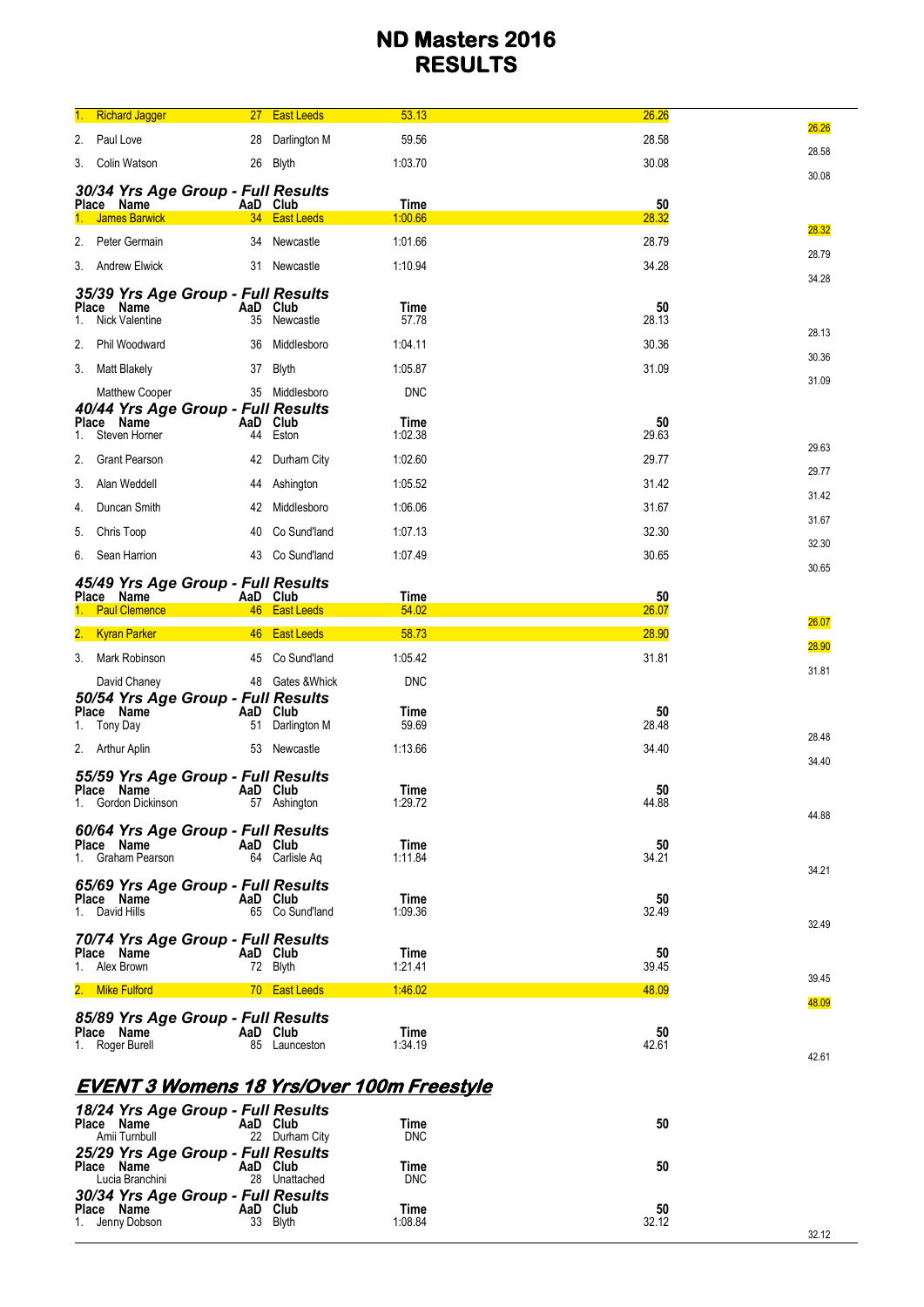# ND Masters 2016
# RESULTS

| Place | Name | AaD | Club | Time | 50 | |
|---|---|---|---|---|---|---|
| 1. | Richard Jagger | 27 | East Leeds | 53.13 | 26.26 | 26.26 |
| 2. | Paul Love | 28 | Darlington M | 59.56 | 28.58 | 28.58 |
| 3. | Colin Watson | 26 | Blyth | 1:03.70 | 30.08 | 30.08 |

### 30/34 Yrs Age Group - Full Results

| Place | Name | AaD | Club | Time | 50 | |
|---|---|---|---|---|---|---|
| 1. | James Barwick | 34 | East Leeds | 1:00.66 | 28.32 | 28.32 |
| 2. | Peter Germain | 34 | Newcastle | 1:01.66 | 28.79 | 28.79 |
| 3. | Andrew Elwick | 31 | Newcastle | 1:10.94 | 34.28 | 34.28 |

### 35/39 Yrs Age Group - Full Results

| Place | Name | AaD | Club | Time | 50 | |
|---|---|---|---|---|---|---|
| 1. | Nick Valentine | 35 | Newcastle | 57.78 | 28.13 | 28.13 |
| 2. | Phil Woodward | 36 | Middlesboro | 1:04.11 | 30.36 | 30.36 |
| 3. | Matt Blakely | 37 | Blyth | 1:05.87 | 31.09 | 31.09 |
| | Matthew Cooper | 35 | Middlesboro | DNC | | |

### 40/44 Yrs Age Group - Full Results

| Place | Name | AaD | Club | Time | 50 | |
|---|---|---|---|---|---|---|
| 1. | Steven Horner | 44 | Eston | 1:02.38 | 29.63 | 29.63 |
| 2. | Grant Pearson | 42 | Durham City | 1:02.60 | 29.77 | 29.77 |
| 3. | Alan Weddell | 44 | Ashington | 1:05.52 | 31.42 | 31.42 |
| 4. | Duncan Smith | 42 | Middlesboro | 1:06.06 | 31.67 | 31.67 |
| 5. | Chris Toop | 40 | Co Sund'land | 1:07.13 | 32.30 | 32.30 |
| 6. | Sean Harrion | 43 | Co Sund'land | 1:07.49 | 30.65 | 30.65 |

### 45/49 Yrs Age Group - Full Results

| Place | Name | AaD | Club | Time | 50 | |
|---|---|---|---|---|---|---|
| 1. | Paul Clemence | 46 | East Leeds | 54.02 | 26.07 | 26.07 |
| 2. | Kyran Parker | 46 | East Leeds | 58.73 | 28.90 | 28.90 |
| 3. | Mark Robinson | 45 | Co Sund'land | 1:05.42 | 31.81 | 31.81 |
| | David Chaney | 48 | Gates &Whick | DNC | | |

### 50/54 Yrs Age Group - Full Results

| Place | Name | AaD | Club | Time | 50 | |
|---|---|---|---|---|---|---|
| 1. | Tony Day | 51 | Darlington M | 59.69 | 28.48 | 28.48 |
| 2. | Arthur Aplin | 53 | Newcastle | 1:13.66 | 34.40 | 34.40 |

### 55/59 Yrs Age Group - Full Results

| Place | Name | AaD | Club | Time | 50 | |
|---|---|---|---|---|---|---|
| 1. | Gordon Dickinson | 57 | Ashington | 1:29.72 | 44.88 | 44.88 |

### 60/64 Yrs Age Group - Full Results

| Place | Name | AaD | Club | Time | 50 | |
|---|---|---|---|---|---|---|
| 1. | Graham Pearson | 64 | Carlisle Aq | 1:11.84 | 34.21 | 34.21 |

### 65/69 Yrs Age Group - Full Results

| Place | Name | AaD | Club | Time | 50 | |
|---|---|---|---|---|---|---|
| 1. | David Hills | 65 | Co Sund'land | 1:09.36 | 32.49 | 32.49 |

### 70/74 Yrs Age Group - Full Results

| Place | Name | AaD | Club | Time | 50 | |
|---|---|---|---|---|---|---|
| 1. | Alex Brown | 72 | Blyth | 1:21.41 | 39.45 | 39.45 |
| 2. | Mike Fulford | 70 | East Leeds | 1:46.02 | 48.09 | 48.09 |

### 85/89 Yrs Age Group - Full Results

| Place | Name | AaD | Club | Time | 50 | |
|---|---|---|---|---|---|---|
| 1. | Roger Burell | 85 | Launceston | 1:34.19 | 42.61 | 42.61 |

## EVENT 3 Womens 18 Yrs/Over 100m Freestyle

### 18/24 Yrs Age Group - Full Results

| Place | Name | AaD | Club | Time | 50 |
|---|---|---|---|---|---|
| | Amii Turnbull | 22 | Durham City | DNC | |

### 25/29 Yrs Age Group - Full Results

| Place | Name | AaD | Club | Time | 50 |
|---|---|---|---|---|---|
| | Lucia Branchini | 28 | Unattached | DNC | |

### 30/34 Yrs Age Group - Full Results

| Place | Name | AaD | Club | Time | 50 | |
|---|---|---|---|---|---|---|
| 1. | Jenny Dobson | 33 | Blyth | 1:08.84 | 32.12 | 32.12 |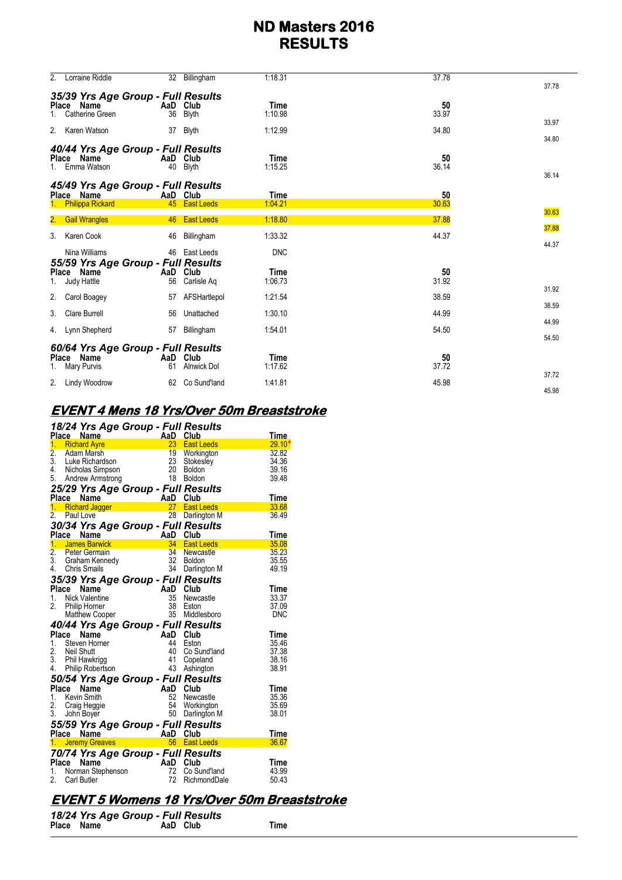# ND Masters 2016
# RESULTS

| Place | Name | AaD | Club | Time | 50 | |
|---|---|---|---|---|---|---|
| 2. | Lorraine Riddle | 32 | Billingham | 1:18.31 | 37.78 | 37.78 |

### 35/39 Yrs Age Group - Full Results

| Place | Name | AaD | Club | Time | 50 | |
|---|---|---|---|---|---|---|
| 1. | Catherine Green | 36 | Blyth | 1:10.98 | 33.97 | 33.97 |
| 2. | Karen Watson | 37 | Blyth | 1:12.99 | 34.80 | 34.80 |

### 40/44 Yrs Age Group - Full Results

| Place | Name | AaD | Club | Time | 50 | |
|---|---|---|---|---|---|---|
| 1. | Emma Watson | 40 | Blyth | 1:15.25 | 36.14 | 36.14 |

### 45/49 Yrs Age Group - Full Results

| Place | Name | AaD | Club | Time | 50 | |
|---|---|---|---|---|---|---|
| 1. | Philippa Rickard | 45 | East Leeds | 1:04.21 | 30.63 | 30.63 |
| 2. | Gail Wrangles | 46 | East Leeds | 1:18.80 | 37.88 | 37.88 |
| 3. | Karen Cook | 46 | Billingham | 1:33.32 | 44.37 | 44.37 |
| | Nina Williams | 46 | East Leeds | DNC | | |

### 55/59 Yrs Age Group - Full Results

| Place | Name | AaD | Club | Time | 50 | |
|---|---|---|---|---|---|---|
| 1. | Judy Hattle | 56 | Carlisle Aq | 1:06.73 | 31.92 | 31.92 |
| 2. | Carol Boagey | 57 | AFSHartlepol | 1:21.54 | 38.59 | 38.59 |
| 3. | Clare Burrell | 56 | Unattached | 1:30.10 | 44.99 | 44.99 |
| 4. | Lynn Shepherd | 57 | Billingham | 1:54.01 | 54.50 | 54.50 |

### 60/64 Yrs Age Group - Full Results

| Place | Name | AaD | Club | Time | 50 | |
|---|---|---|---|---|---|---|
| 1. | Mary Purvis | 61 | Alnwick Dol | 1:17.62 | 37.72 | 37.72 |
| 2. | Lindy Woodrow | 62 | Co Sund'land | 1:41.81 | 45.98 | 45.98 |

## EVENT 4 Mens 18 Yrs/Over 50m Breaststroke

### 18/24 Yrs Age Group - Full Results

| Place | Name | AaD | Club | Time |
|---|---|---|---|---|
| 1. | Richard Ayre | 23 | East Leeds | 29.10* |
| 2. | Adam Marsh | 19 | Workington | 32.82 |
| 3. | Luke Richardson | 23 | Stokesley | 34.36 |
| 4. | Nicholas Simpson | 20 | Boldon | 39.16 |
| 5. | Andrew Armstrong | 18 | Boldon | 39.48 |

### 25/29 Yrs Age Group - Full Results

| Place | Name | AaD | Club | Time |
|---|---|---|---|---|
| 1. | Richard Jagger | 27 | East Leeds | 33.68 |
| 2. | Paul Love | 28 | Darlington M | 36.49 |

### 30/34 Yrs Age Group - Full Results

| Place | Name | AaD | Club | Time |
|---|---|---|---|---|
| 1. | James Barwick | 34 | East Leeds | 35.08 |
| 2. | Peter Germain | 34 | Newcastle | 35.23 |
| 3. | Graham Kennedy | 32 | Boldon | 35.55 |
| 4. | Chris Smails | 34 | Darlington M | 49.19 |

### 35/39 Yrs Age Group - Full Results

| Place | Name | AaD | Club | Time |
|---|---|---|---|---|
| 1. | Nick Valentine | 35 | Newcastle | 33.37 |
| 2. | Philip Horner | 38 | Eston | 37.09 |
| | Matthew Cooper | 35 | Middlesboro | DNC |

### 40/44 Yrs Age Group - Full Results

| Place | Name | AaD | Club | Time |
|---|---|---|---|---|
| 1. | Steven Horner | 44 | Eston | 35.46 |
| 2. | Neil Shutt | 40 | Co Sund'land | 37.38 |
| 3. | Phil Hawkrigg | 41 | Copeland | 38.16 |
| 4. | Philip Robertson | 43 | Ashington | 38.91 |

### 50/54 Yrs Age Group - Full Results

| Place | Name | AaD | Club | Time |
|---|---|---|---|---|
| 1. | Kevin Smith | 52 | Newcastle | 35.36 |
| 2. | Craig Heggie | 54 | Workington | 35.69 |
| 3. | John Boyer | 50 | Darlington M | 38.01 |

### 55/59 Yrs Age Group - Full Results

| Place | Name | AaD | Club | Time |
|---|---|---|---|---|
| 1. | Jeremy Greaves | 56 | East Leeds | 36.67 |

### 70/74 Yrs Age Group - Full Results

| Place | Name | AaD | Club | Time |
|---|---|---|---|---|
| 1. | Norman Stephenson | 72 | Co Sund'land | 43.99 |
| 2. | Carl Butler | 72 | RichmondDale | 50.43 |

## EVENT 5 Womens 18 Yrs/Over 50m Breaststroke

### 18/24 Yrs Age Group - Full Results

| Place | Name | AaD | Club | Time |
|---|---|---|---|---|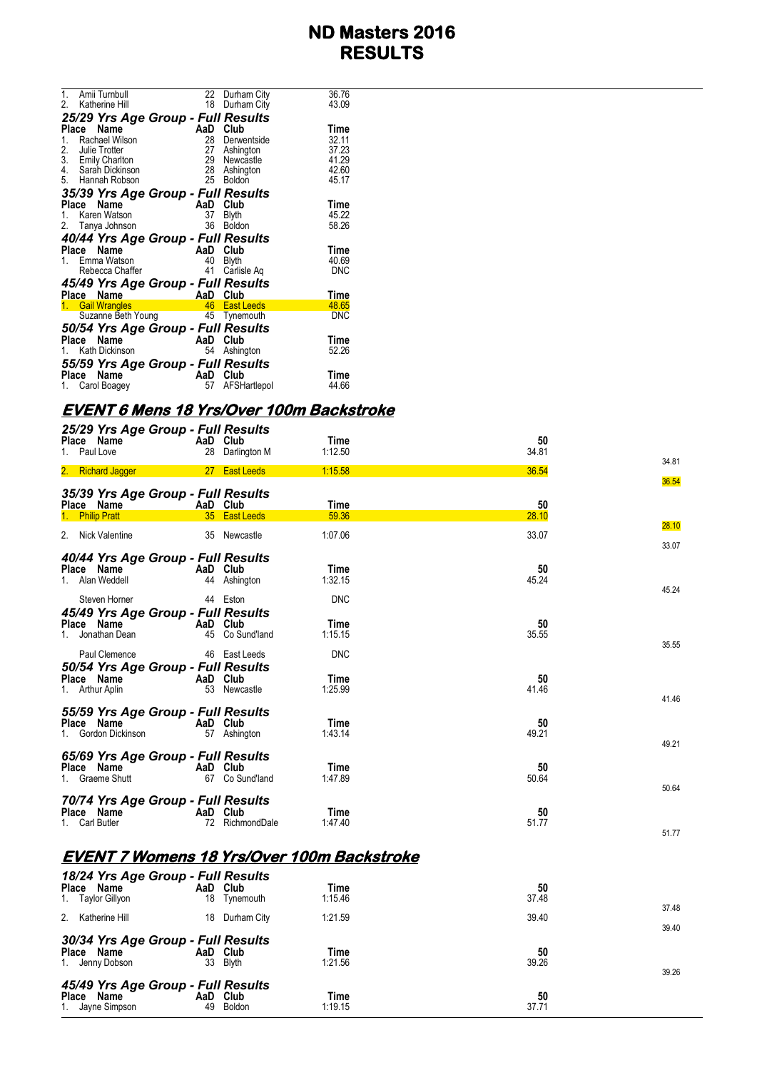# ND Masters 2016
# RESULTS

| Place | Name | AaD | Club | Time |
|---|---|---|---|---|
| 1. | Amii Turnbull | 22 | Durham City | 36.76 |
| 2. | Katherine Hill | 18 | Durham City | 43.09 |

### 25/29 Yrs Age Group - Full Results

| Place | Name | AaD | Club | Time |
|---|---|---|---|---|
| 1. | Rachael Wilson | 28 | Derwentside | 32.11 |
| 2. | Julie Trotter | 27 | Ashington | 37.23 |
| 3. | Emily Charlton | 29 | Newcastle | 41.29 |
| 4. | Sarah Dickinson | 28 | Ashington | 42.60 |
| 5. | Hannah Robson | 25 | Boldon | 45.17 |

### 35/39 Yrs Age Group - Full Results

| Place | Name | AaD | Club | Time |
|---|---|---|---|---|
| 1. | Karen Watson | 37 | Blyth | 45.22 |
| 2. | Tanya Johnson | 36 | Boldon | 58.26 |

### 40/44 Yrs Age Group - Full Results

| Place | Name | AaD | Club | Time |
|---|---|---|---|---|
| 1. | Emma Watson | 40 | Blyth | 40.69 |
| | Rebecca Chaffer | 41 | Carlisle Aq | DNC |

### 45/49 Yrs Age Group - Full Results

| Place | Name | AaD | Club | Time |
|---|---|---|---|---|
| 1. | Gail Wrangles | 46 | East Leeds | 48.65 |
| | Suzanne Beth Young | 45 | Tynemouth | DNC |

### 50/54 Yrs Age Group - Full Results

| Place | Name | AaD | Club | Time |
|---|---|---|---|---|
| 1. | Kath Dickinson | 54 | Ashington | 52.26 |

### 55/59 Yrs Age Group - Full Results

| Place | Name | AaD | Club | Time |
|---|---|---|---|---|
| 1. | Carol Boagey | 57 | AFSHartlepol | 44.66 |

## EVENT 6 Mens 18 Yrs/Over 100m Backstroke

### 25/29 Yrs Age Group - Full Results

| Place | Name | AaD | Club | Time | 50 | |
|---|---|---|---|---|---|---|
| 1. | Paul Love | 28 | Darlington M | 1:12.50 | 34.81 | 34.81 |
| 2. | Richard Jagger | 27 | East Leeds | 1:15.58 | 36.54 | 36.54 |

### 35/39 Yrs Age Group - Full Results

| Place | Name | AaD | Club | Time | 50 | |
|---|---|---|---|---|---|---|
| 1. | Philip Pratt | 35 | East Leeds | 59.36 | 28.10 | 28.10 |
| 2. | Nick Valentine | 35 | Newcastle | 1:07.06 | 33.07 | 33.07 |

### 40/44 Yrs Age Group - Full Results

| Place | Name | AaD | Club | Time | 50 | |
|---|---|---|---|---|---|---|
| 1. | Alan Weddell | 44 | Ashington | 1:32.15 | 45.24 | 45.24 |
| | Steven Horner | 44 | Eston | DNC | | |

### 45/49 Yrs Age Group - Full Results

| Place | Name | AaD | Club | Time | 50 | |
|---|---|---|---|---|---|---|
| 1. | Jonathan Dean | 45 | Co Sund'land | 1:15.15 | 35.55 | 35.55 |
| | Paul Clemence | 46 | East Leeds | DNC | | |

### 50/54 Yrs Age Group - Full Results

| Place | Name | AaD | Club | Time | 50 | |
|---|---|---|---|---|---|---|
| 1. | Arthur Aplin | 53 | Newcastle | 1:25.99 | 41.46 | 41.46 |

### 55/59 Yrs Age Group - Full Results

| Place | Name | AaD | Club | Time | 50 | |
|---|---|---|---|---|---|---|
| 1. | Gordon Dickinson | 57 | Ashington | 1:43.14 | 49.21 | 49.21 |

### 65/69 Yrs Age Group - Full Results

| Place | Name | AaD | Club | Time | 50 | |
|---|---|---|---|---|---|---|
| 1. | Graeme Shutt | 67 | Co Sund'land | 1:47.89 | 50.64 | 50.64 |

### 70/74 Yrs Age Group - Full Results

| Place | Name | AaD | Club | Time | 50 | |
|---|---|---|---|---|---|---|
| 1. | Carl Butler | 72 | RichmondDale | 1:47.40 | 51.77 | 51.77 |

## EVENT 7 Womens 18 Yrs/Over 100m Backstroke

### 18/24 Yrs Age Group - Full Results

| Place | Name | AaD | Club | Time | 50 | |
|---|---|---|---|---|---|---|
| 1. | Taylor Gillyon | 18 | Tynemouth | 1:15.46 | 37.48 | 37.48 |
| 2. | Katherine Hill | 18 | Durham City | 1:21.59 | 39.40 | 39.40 |

### 30/34 Yrs Age Group - Full Results

| Place | Name | AaD | Club | Time | 50 | |
|---|---|---|---|---|---|---|
| 1. | Jenny Dobson | 33 | Blyth | 1:21.56 | 39.26 | 39.26 |

### 45/49 Yrs Age Group - Full Results

| Place | Name | AaD | Club | Time | 50 |
|---|---|---|---|---|---|
| 1. | Jayne Simpson | 49 | Boldon | 1:19.15 | 37.71 |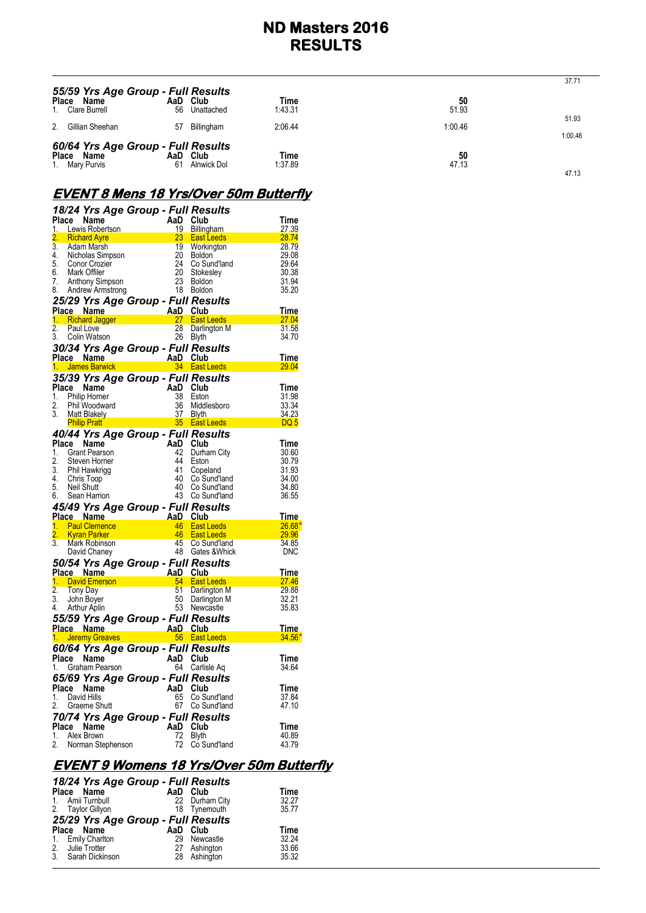# ND Masters 2016
# RESULTS

37.71

### 55/59 Yrs Age Group - Full Results

| Place | Name | AaD | Club | Time | 50 | |
|---|---|---|---|---|---|---|
| 1. | Clare Burrell | 56 | Unattached | 1:43.31 | 51.93 | 51.93 |
| 2. | Gillian Sheehan | 57 | Billingham | 2:06.44 | 1:00.46 | 1:00.46 |

### 60/64 Yrs Age Group - Full Results

| Place | Name | AaD | Club | Time | 50 | |
|---|---|---|---|---|---|---|
| 1. | Mary Purvis | 61 | Alnwick Dol | 1:37.89 | 47.13 | 47.13 |

## EVENT 8 Mens 18 Yrs/Over 50m Butterfly

### 18/24 Yrs Age Group - Full Results

| Place | Name | AaD | Club | Time |
|---|---|---|---|---|
| 1. | Lewis Robertson | 19 | Billingham | 27.39 |
| 2. | Richard Ayre | 23 | East Leeds | 28.74 |
| 3. | Adam Marsh | 19 | Workington | 28.79 |
| 4. | Nicholas Simpson | 20 | Boldon | 29.08 |
| 5. | Conor Crozier | 24 | Co Sund'land | 29.64 |
| 6. | Mark Offiler | 20 | Stokesley | 30.38 |
| 7. | Anthony Simpson | 23 | Boldon | 31.94 |
| 8. | Andrew Armstrong | 18 | Boldon | 35.20 |

### 25/29 Yrs Age Group - Full Results

| Place | Name | AaD | Club | Time |
|---|---|---|---|---|
| 1. | Richard Jagger | 27 | East Leeds | 27.04 |
| 2. | Paul Love | 28 | Darlington M | 31.58 |
| 3. | Colin Watson | 26 | Blyth | 34.70 |

### 30/34 Yrs Age Group - Full Results

| Place | Name | AaD | Club | Time |
|---|---|---|---|---|
| 1. | James Barwick | 34 | East Leeds | 29.04 |

### 35/39 Yrs Age Group - Full Results

| Place | Name | AaD | Club | Time |
|---|---|---|---|---|
| 1. | Philip Horner | 38 | Eston | 31.98 |
| 2. | Phil Woodward | 36 | Middlesboro | 33.34 |
| 3. | Matt Blakely | 37 | Blyth | 34.23 |
| | Philip Pratt | 35 | East Leeds | DQ 5 |

### 40/44 Yrs Age Group - Full Results

| Place | Name | AaD | Club | Time |
|---|---|---|---|---|
| 1. | Grant Pearson | 42 | Durham City | 30.60 |
| 2. | Steven Horner | 44 | Eston | 30.79 |
| 3. | Phil Hawkrigg | 41 | Copeland | 31.93 |
| 4. | Chris Toop | 40 | Co Sund'land | 34.00 |
| 5. | Neil Shutt | 40 | Co Sund'land | 34.80 |
| 6. | Sean Harrion | 43 | Co Sund'land | 36.55 |

### 45/49 Yrs Age Group - Full Results

| Place | Name | AaD | Club | Time |
|---|---|---|---|---|
| 1. | Paul Clemence | 46 | East Leeds | 26.68* |
| 2. | Kyran Parker | 46 | East Leeds | 29.96 |
| 3. | Mark Robinson | 45 | Co Sund'land | 34.85 |
| | David Chaney | 48 | Gates &Whick | DNC |

### 50/54 Yrs Age Group - Full Results

| Place | Name | AaD | Club | Time |
|---|---|---|---|---|
| 1. | David Emerson | 54 | East Leeds | 27.46 |
| 2. | Tony Day | 51 | Darlington M | 29.88 |
| 3. | John Boyer | 50 | Darlington M | 32.21 |
| 4. | Arthur Aplin | 53 | Newcastle | 35.83 |

### 55/59 Yrs Age Group - Full Results

| Place | Name | AaD | Club | Time |
|---|---|---|---|---|
| 1. | Jeremy Greaves | 56 | East Leeds | 34.56* |

### 60/64 Yrs Age Group - Full Results

| Place | Name | AaD | Club | Time |
|---|---|---|---|---|
| 1. | Graham Pearson | 64 | Carlisle Aq | 34.64 |

### 65/69 Yrs Age Group - Full Results

| Place | Name | AaD | Club | Time |
|---|---|---|---|---|
| 1. | David Hills | 65 | Co Sund'land | 37.84 |
| 2. | Graeme Shutt | 67 | Co Sund'land | 47.10 |

### 70/74 Yrs Age Group - Full Results

| Place | Name | AaD | Club | Time |
|---|---|---|---|---|
| 1. | Alex Brown | 72 | Blyth | 40.89 |
| 2. | Norman Stephenson | 72 | Co Sund'land | 43.79 |

## EVENT 9 Womens 18 Yrs/Over 50m Butterfly

### 18/24 Yrs Age Group - Full Results

| Place | Name | AaD | Club | Time |
|---|---|---|---|---|
| 1. | Amii Turnbull | 22 | Durham City | 32.27 |
| 2. | Taylor Gillyon | 18 | Tynemouth | 35.77 |

### 25/29 Yrs Age Group - Full Results

| Place | Name | AaD | Club | Time |
|---|---|---|---|---|
| 1. | Emily Charlton | 29 | Newcastle | 32.24 |
| 2. | Julie Trotter | 27 | Ashington | 33.66 |
| 3. | Sarah Dickinson | 28 | Ashington | 35.32 |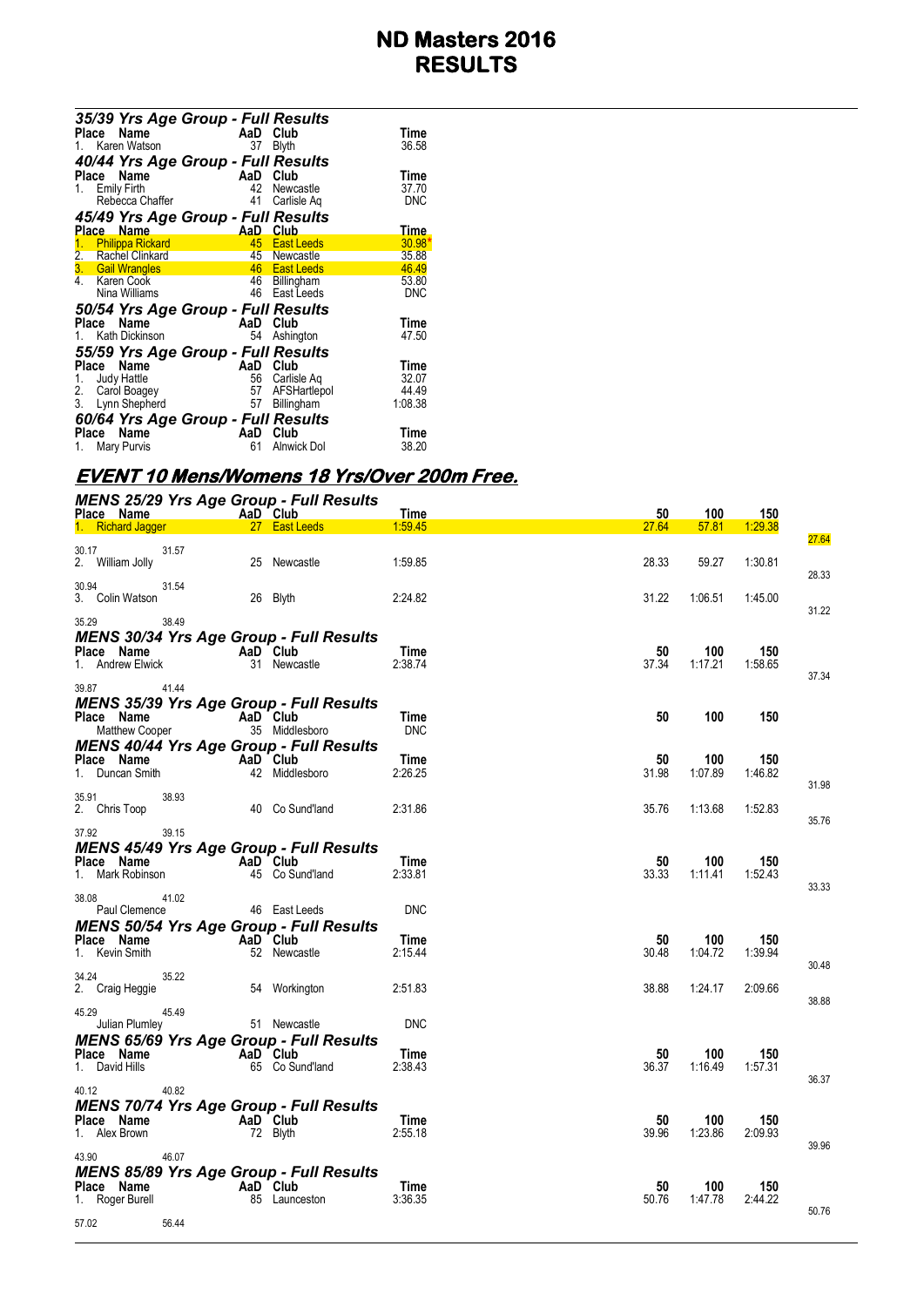# ND Masters 2016
# RESULTS

### 35/39 Yrs Age Group - Full Results

| Place | Name | AaD | Club | Time |
|---|---|---|---|---|
| 1. | Karen Watson | 37 | Blyth | 36.58 |

### 40/44 Yrs Age Group - Full Results

| Place | Name | AaD | Club | Time |
|---|---|---|---|---|
| 1. | Emily Firth | 42 | Newcastle | 37.70 |
| | Rebecca Chaffer | 41 | Carlisle Aq | DNC |

### 45/49 Yrs Age Group - Full Results

| Place | Name | AaD | Club | Time |
|---|---|---|---|---|
| 1. | Philippa Rickard | 45 | East Leeds | 30.98* |
| 2. | Rachel Clinkard | 45 | Newcastle | 35.88 |
| 3. | Gail Wrangles | 46 | East Leeds | 46.49 |
| 4. | Karen Cook | 46 | Billingham | 53.80 |
| | Nina Williams | 46 | East Leeds | DNC |

### 50/54 Yrs Age Group - Full Results

| Place | Name | AaD | Club | Time |
|---|---|---|---|---|
| 1. | Kath Dickinson | 54 | Ashington | 47.50 |

### 55/59 Yrs Age Group - Full Results

| Place | Name | AaD | Club | Time |
|---|---|---|---|---|
| 1. | Judy Hattle | 56 | Carlisle Aq | 32.07 |
| 2. | Carol Boagey | 57 | AFSHartlepol | 44.49 |
| 3. | Lynn Shepherd | 57 | Billingham | 1:08.38 |

### 60/64 Yrs Age Group - Full Results

| Place | Name | AaD | Club | Time |
|---|---|---|---|---|
| 1. | Mary Purvis | 61 | Alnwick Dol | 38.20 |

## EVENT 10 Mens/Womens 18 Yrs/Over 200m Free.

### MENS 25/29 Yrs Age Group - Full Results

| Place | Name | AaD | Club | Time | 50 | 100 | 150 | Splits |
|---|---|---|---|---|---|---|---|---|
| 1. | Richard Jagger | 27 | East Leeds | 1:59.45 | 27.64 | 57.81 | 1:29.38 | 27.64 30.17 31.57 |
| 2. | William Jolly | 25 | Newcastle | 1:59.85 | 28.33 | 59.27 | 1:30.81 | 28.33 30.94 31.54 |
| 3. | Colin Watson | 26 | Blyth | 2:24.82 | 31.22 | 1:06.51 | 1:45.00 | 31.22 35.29 38.49 |

### MENS 30/34 Yrs Age Group - Full Results

| Place | Name | AaD | Club | Time | 50 | 100 | 150 | Splits |
|---|---|---|---|---|---|---|---|---|
| 1. | Andrew Elwick | 31 | Newcastle | 2:38.74 | 37.34 | 1:17.21 | 1:58.65 | 37.34 39.87 41.44 |

### MENS 35/39 Yrs Age Group - Full Results

| Place | Name | AaD | Club | Time | 50 | 100 | 150 |
|---|---|---|---|---|---|---|---|
| | Matthew Cooper | 35 | Middlesboro | DNC | | | |

### MENS 40/44 Yrs Age Group - Full Results

| Place | Name | AaD | Club | Time | 50 | 100 | 150 | Splits |
|---|---|---|---|---|---|---|---|---|
| 1. | Duncan Smith | 42 | Middlesboro | 2:26.25 | 31.98 | 1:07.89 | 1:46.82 | 31.98 35.91 38.93 |
| 2. | Chris Toop | 40 | Co Sund'land | 2:31.86 | 35.76 | 1:13.68 | 1:52.83 | 35.76 37.92 39.15 |

### MENS 45/49 Yrs Age Group - Full Results

| Place | Name | AaD | Club | Time | 50 | 100 | 150 | Splits |
|---|---|---|---|---|---|---|---|---|
| 1. | Mark Robinson | 45 | Co Sund'land | 2:33.81 | 33.33 | 1:11.41 | 1:52.43 | 33.33 38.08 41.02 |
| | Paul Clemence | 46 | East Leeds | DNC | | | | |

### MENS 50/54 Yrs Age Group - Full Results

| Place | Name | AaD | Club | Time | 50 | 100 | 150 | Splits |
|---|---|---|---|---|---|---|---|---|
| 1. | Kevin Smith | 52 | Newcastle | 2:15.44 | 30.48 | 1:04.72 | 1:39.94 | 30.48 34.24 35.22 |
| 2. | Craig Heggie | 54 | Workington | 2:51.83 | 38.88 | 1:24.17 | 2:09.66 | 38.88 45.29 45.49 |
| | Julian Plumley | 51 | Newcastle | DNC | | | | |

### MENS 65/69 Yrs Age Group - Full Results

| Place | Name | AaD | Club | Time | 50 | 100 | 150 | Splits |
|---|---|---|---|---|---|---|---|---|
| 1. | David Hills | 65 | Co Sund'land | 2:38.43 | 36.37 | 1:16.49 | 1:57.31 | 36.37 40.12 40.82 |

### MENS 70/74 Yrs Age Group - Full Results

| Place | Name | AaD | Club | Time | 50 | 100 | 150 | Splits |
|---|---|---|---|---|---|---|---|---|
| 1. | Alex Brown | 72 | Blyth | 2:55.18 | 39.96 | 1:23.86 | 2:09.93 | 39.96 43.90 46.07 |

### MENS 85/89 Yrs Age Group - Full Results

| Place | Name | AaD | Club | Time | 50 | 100 | 150 | Splits |
|---|---|---|---|---|---|---|---|---|
| 1. | Roger Burell | 85 | Launceston | 3:36.35 | 50.76 | 1:47.78 | 2:44.22 | 50.76 57.02 56.44 |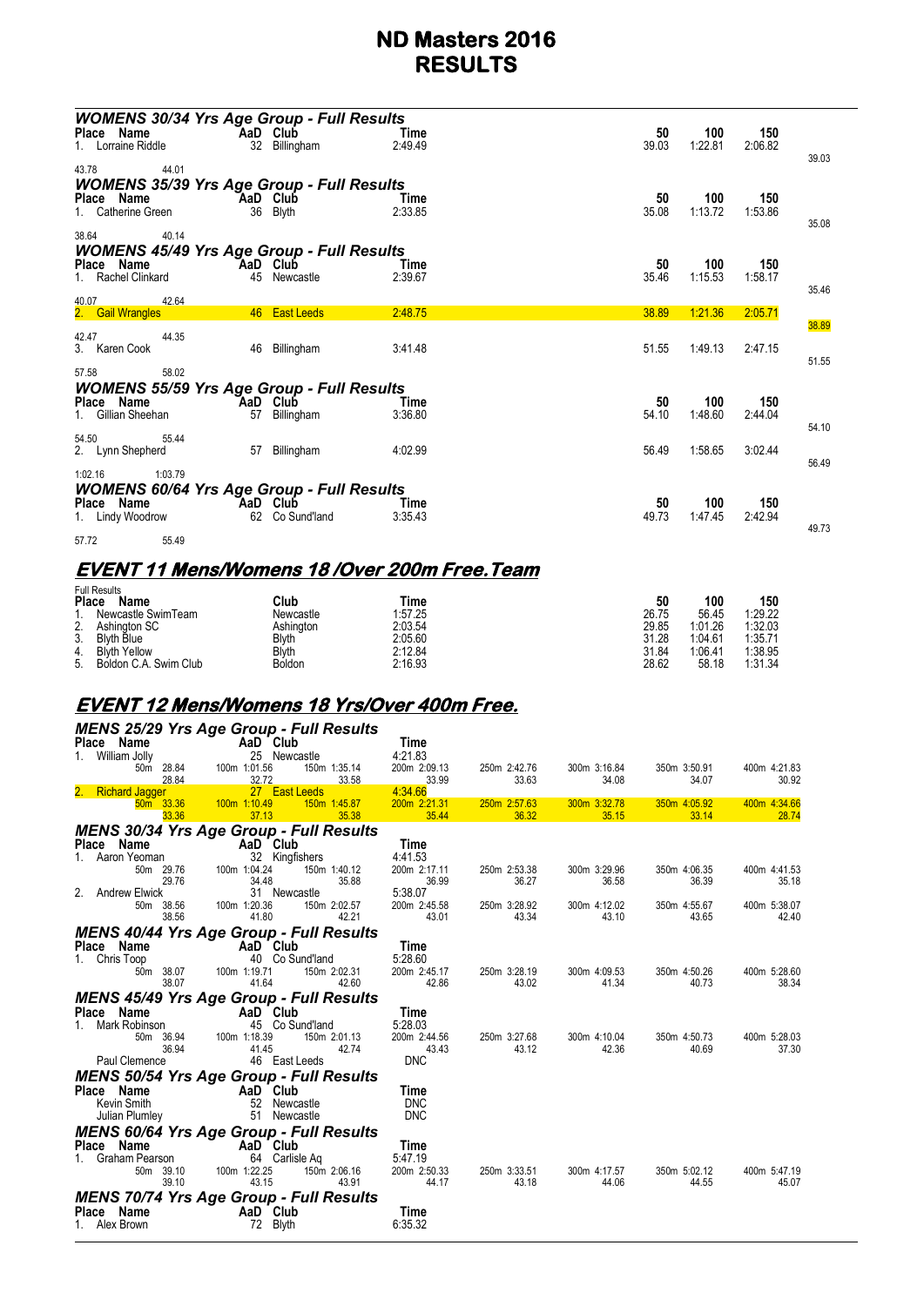# ND Masters 2016
# RESULTS

### WOMENS 30/34 Yrs Age Group - Full Results

| Place | Name | AaD | Club | Time | 50 | 100 | 150 |
|---|---|---|---|---|---|---|---|
| 1. | Lorraine Riddle | 32 | Billingham | 2:49.49 | 39.03 | 1:22.81 | 2:06.82 |
| | | | | | 39.03 | 43.78 | 44.01 |

### WOMENS 35/39 Yrs Age Group - Full Results

| Place | Name | AaD | Club | Time | 50 | 100 | 150 |
|---|---|---|---|---|---|---|---|
| 1. | Catherine Green | 36 | Blyth | 2:33.85 | 35.08 | 1:13.72 | 1:53.86 |
| | | | | | 35.08 | 38.64 | 40.14 |

### WOMENS 45/49 Yrs Age Group - Full Results

| Place | Name | AaD | Club | Time | 50 | 100 | 150 |
|---|---|---|---|---|---|---|---|
| 1. | Rachel Clinkard | 45 | Newcastle | 2:39.67 | 35.46 | 1:15.53 | 1:58.17 |
| | | | | | 35.46 | 40.07 | 42.64 |
| 2. | Gail Wrangles | 46 | East Leeds | 2:48.75 | 38.89 | 1:21.36 | 2:05.71 |
| | | | | | 38.89 | 42.47 | 44.35 |
| 3. | Karen Cook | 46 | Billingham | 3:41.48 | 51.55 | 1:49.13 | 2:47.15 |
| | | | | | 51.55 | 57.58 | 58.02 |

### WOMENS 55/59 Yrs Age Group - Full Results

| Place | Name | AaD | Club | Time | 50 | 100 | 150 |
|---|---|---|---|---|---|---|---|
| 1. | Gillian Sheehan | 57 | Billingham | 3:36.80 | 54.10 | 1:48.60 | 2:44.04 |
| | | | | | 54.10 | 54.50 | 55.44 |
| 2. | Lynn Shepherd | 57 | Billingham | 4:02.99 | 56.49 | 1:58.65 | 3:02.44 |
| | | | | | 56.49 | 1:02.16 | 1:03.79 |

### WOMENS 60/64 Yrs Age Group - Full Results

| Place | Name | AaD | Club | Time | 50 | 100 | 150 |
|---|---|---|---|---|---|---|---|
| 1. | Lindy Woodrow | 62 | Co Sund'land | 3:35.43 | 49.73 | 1:47.45 | 2:42.94 |
| | | | | | 49.73 | 57.72 | 55.49 |

## EVENT 11 Mens/Womens 18 /Over 200m Free.Team

Full Results

| Place | Name | Club | Time | 50 | 100 | 150 |
|---|---|---|---|---|---|---|
| 1. | Newcastle SwimTeam | Newcastle | 1:57.25 | 26.75 | 56.45 | 1:29.22 |
| 2. | Ashington SC | Ashington | 2:03.54 | 29.85 | 1:01.26 | 1:32.03 |
| 3. | Blyth Blue | Blyth | 2:05.60 | 31.28 | 1:04.61 | 1:35.71 |
| 4. | Blyth Yellow | Blyth | 2:12.84 | 31.84 | 1:06.41 | 1:38.95 |
| 5. | Boldon C.A. Swim Club | Boldon | 2:16.93 | 28.62 | 58.18 | 1:31.34 |

## EVENT 12 Mens/Womens 18 Yrs/Over 400m Free.

### MENS 25/29 Yrs Age Group - Full Results

| Place | Name | AaD | Club | Time |
|---|---|---|---|---|
| 1. | William Jolly | 25 | Newcastle | 4:21.83 |
| 2. | Richard Jagger | 27 | East Leeds | 4:34.66 |

| Name | 50m | 100m | 150m | 200m | 250m | 300m | 350m | 400m |
|---|---|---|---|---|---|---|---|---|
| William Jolly | 28.84 | 1:01.56 | 1:35.14 | 2:09.13 | 2:42.76 | 3:16.84 | 3:50.91 | 4:21.83 |
| | 28.84 | 32.72 | 33.58 | 33.99 | 33.63 | 34.08 | 34.07 | 30.92 |
| Richard Jagger | 33.36 | 1:10.49 | 1:45.87 | 2:21.31 | 2:57.63 | 3:32.78 | 4:05.92 | 4:34.66 |
| | 33.36 | 37.13 | 35.38 | 35.44 | 36.32 | 35.15 | 33.14 | 28.74 |

### MENS 30/34 Yrs Age Group - Full Results

| Place | Name | AaD | Club | Time |
|---|---|---|---|---|
| 1. | Aaron Yeoman | 32 | Kingfishers | 4:41.53 |
| 2. | Andrew Elwick | 31 | Newcastle | 5:38.07 |

| Name | 50m | 100m | 150m | 200m | 250m | 300m | 350m | 400m |
|---|---|---|---|---|---|---|---|---|
| Aaron Yeoman | 29.76 | 1:04.24 | 1:40.12 | 2:17.11 | 2:53.38 | 3:29.96 | 4:06.35 | 4:41.53 |
| | 29.76 | 34.48 | 35.88 | 36.99 | 36.27 | 36.58 | 36.39 | 35.18 |
| Andrew Elwick | 38.56 | 1:20.36 | 2:02.57 | 2:45.58 | 3:28.92 | 4:12.02 | 4:55.67 | 5:38.07 |
| | 38.56 | 41.80 | 42.21 | 43.01 | 43.34 | 43.10 | 43.65 | 42.40 |

### MENS 40/44 Yrs Age Group - Full Results

| Place | Name | AaD | Club | Time |
|---|---|---|---|---|
| 1. | Chris Toop | 40 | Co Sund'land | 5:28.60 |

| Name | 50m | 100m | 150m | 200m | 250m | 300m | 350m | 400m |
|---|---|---|---|---|---|---|---|---|
| Chris Toop | 38.07 | 1:19.71 | 2:02.31 | 2:45.17 | 3:28.19 | 4:09.53 | 4:50.26 | 5:28.60 |
| | 38.07 | 41.64 | 42.60 | 42.86 | 43.02 | 41.34 | 40.73 | 38.34 |

### MENS 45/49 Yrs Age Group - Full Results

| Place | Name | AaD | Club | Time |
|---|---|---|---|---|
| 1. | Mark Robinson | 45 | Co Sund'land | 5:28.03 |
| | Paul Clemence | 46 | East Leeds | DNC |

| Name | 50m | 100m | 150m | 200m | 250m | 300m | 350m | 400m |
|---|---|---|---|---|---|---|---|---|
| Mark Robinson | 36.94 | 1:18.39 | 2:01.13 | 2:44.56 | 3:27.68 | 4:10.04 | 4:50.73 | 5:28.03 |
| | 36.94 | 41.45 | 42.74 | 43.43 | 43.12 | 42.36 | 40.69 | 37.30 |

### MENS 50/54 Yrs Age Group - Full Results

| Place | Name | AaD | Club | Time |
|---|---|---|---|---|
| | Kevin Smith | 52 | Newcastle | DNC |
| | Julian Plumley | 51 | Newcastle | DNC |

### MENS 60/64 Yrs Age Group - Full Results

| Place | Name | AaD | Club | Time |
|---|---|---|---|---|
| 1. | Graham Pearson | 64 | Carlisle Aq | 5:47.19 |

| Name | 50m | 100m | 150m | 200m | 250m | 300m | 350m | 400m |
|---|---|---|---|---|---|---|---|---|
| Graham Pearson | 39.10 | 1:22.25 | 2:06.16 | 2:50.33 | 3:33.51 | 4:17.57 | 5:02.12 | 5:47.19 |
| | 39.10 | 43.15 | 43.91 | 44.17 | 43.18 | 44.06 | 44.55 | 45.07 |

### MENS 70/74 Yrs Age Group - Full Results

| Place | Name | AaD | Club | Time |
|---|---|---|---|---|
| 1. | Alex Brown | 72 | Blyth | 6:35.32 |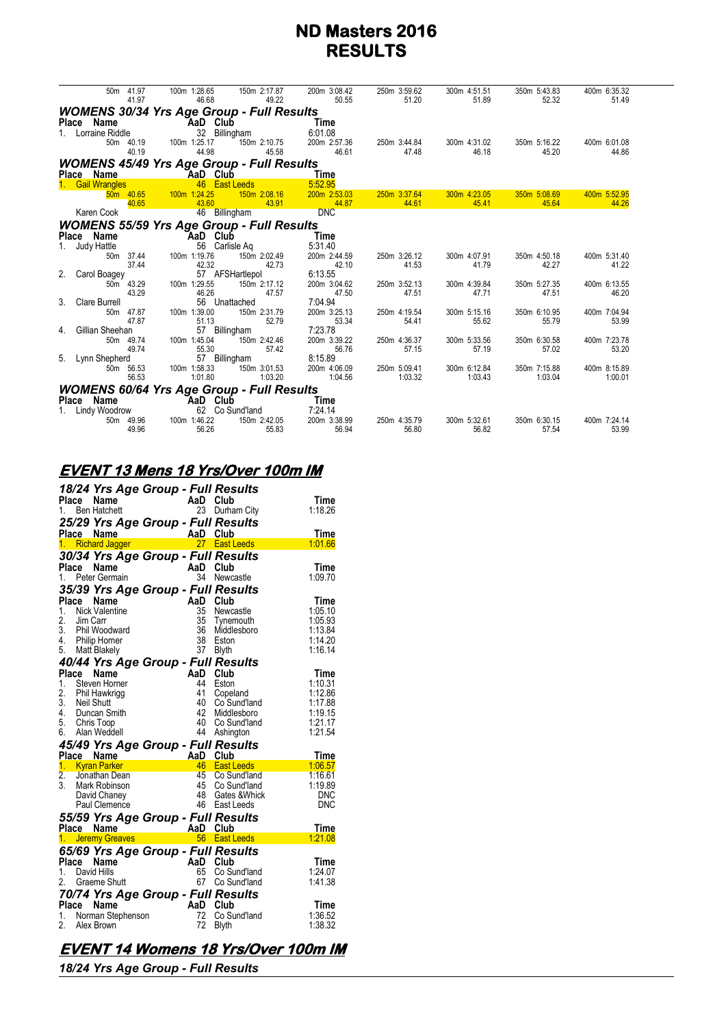# ND Masters 2016
# RESULTS

| | | | | | | | |
|---|---|---|---|---|---|---|---|
| 50m 41.97 | 100m 1:28.65 | 150m 2:17.87 | 200m 3:08.42 | 250m 3:59.62 | 300m 4:51.51 | 350m 5:43.83 | 400m 6:35.32 |
| 41.97 | 46.68 | 49.22 | 50.55 | 51.20 | 51.89 | 52.32 | 51.49 |

### WOMENS 30/34 Yrs Age Group - Full Results

| Place | Name | AaD | Club | Time |
|---|---|---|---|---|
| 1. | Lorraine Riddle | 32 | Billingham | 6:01.08 |

| | | | | | | | |
|---|---|---|---|---|---|---|---|
| 50m 40.19 | 100m 1:25.17 | 150m 2:10.75 | 200m 2:57.36 | 250m 3:44.84 | 300m 4:31.02 | 350m 5:16.22 | 400m 6:01.08 |
| 40.19 | 44.98 | 45.58 | 46.61 | 47.48 | 46.18 | 45.20 | 44.86 |

### WOMENS 45/49 Yrs Age Group - Full Results

| Place | Name | AaD | Club | Time |
|---|---|---|---|---|
| 1. | Gail Wrangles | 46 | East Leeds | 5:52.95 |

| | | | | | | | |
|---|---|---|---|---|---|---|---|
| 50m 40.65 | 100m 1:24.25 | 150m 2:08.16 | 200m 2:53.03 | 250m 3:37.64 | 300m 4:23.05 | 350m 5:08.69 | 400m 5:52.95 |
| 40.65 | 43.60 | 43.91 | 44.87 | 44.61 | 45.41 | 45.64 | 44.26 |

| Place | Name | AaD | Club | Time |
|---|---|---|---|---|
| | Karen Cook | 46 | Billingham | DNC |

### WOMENS 55/59 Yrs Age Group - Full Results

| Place | Name | AaD | Club | Time |
|---|---|---|---|---|
| 1. | Judy Hattle | 56 | Carlisle Aq | 5:31.40 |

| | | | | | | | |
|---|---|---|---|---|---|---|---|
| 50m 37.44 | 100m 1:19.76 | 150m 2:02.49 | 200m 2:44.59 | 250m 3:26.12 | 300m 4:07.91 | 350m 4:50.18 | 400m 5:31.40 |
| 37.44 | 42.32 | 42.73 | 42.10 | 41.53 | 41.79 | 42.27 | 41.22 |

| Place | Name | AaD | Club | Time |
|---|---|---|---|---|
| 2. | Carol Boagey | 57 | AFSHartlepol | 6:13.55 |

| | | | | | | | |
|---|---|---|---|---|---|---|---|
| 50m 43.29 | 100m 1:29.55 | 150m 2:17.12 | 200m 3:04.62 | 250m 3:52.13 | 300m 4:39.84 | 350m 5:27.35 | 400m 6:13.55 |
| 43.29 | 46.26 | 47.57 | 47.50 | 47.51 | 47.71 | 47.51 | 46.20 |

| Place | Name | AaD | Club | Time |
|---|---|---|---|---|
| 3. | Clare Burrell | 56 | Unattached | 7:04.94 |

| | | | | | | | |
|---|---|---|---|---|---|---|---|
| 50m 47.87 | 100m 1:39.00 | 150m 2:31.79 | 200m 3:25.13 | 250m 4:19.54 | 300m 5:15.16 | 350m 6:10.95 | 400m 7:04.94 |
| 47.87 | 51.13 | 52.79 | 53.34 | 54.41 | 55.62 | 55.79 | 53.99 |

| Place | Name | AaD | Club | Time |
|---|---|---|---|---|
| 4. | Gillian Sheehan | 57 | Billingham | 7:23.78 |

| | | | | | | | |
|---|---|---|---|---|---|---|---|
| 50m 49.74 | 100m 1:45.04 | 150m 2:42.46 | 200m 3:39.22 | 250m 4:36.37 | 300m 5:33.56 | 350m 6:30.58 | 400m 7:23.78 |
| 49.74 | 55.30 | 57.42 | 56.76 | 57.15 | 57.19 | 57.02 | 53.20 |

| Place | Name | AaD | Club | Time |
|---|---|---|---|---|
| 5. | Lynn Shepherd | 57 | Billingham | 8:15.89 |

| | | | | | | | |
|---|---|---|---|---|---|---|---|
| 50m 56.53 | 100m 1:58.33 | 150m 3:01.53 | 200m 4:06.09 | 250m 5:09.41 | 300m 6:12.84 | 350m 7:15.88 | 400m 8:15.89 |
| 56.53 | 1:01.80 | 1:03.20 | 1:04.56 | 1:03.32 | 1:03.43 | 1:03.04 | 1:00.01 |

### WOMENS 60/64 Yrs Age Group - Full Results

| Place | Name | AaD | Club | Time |
|---|---|---|---|---|
| 1. | Lindy Woodrow | 62 | Co Sund'land | 7:24.14 |

| | | | | | | | |
|---|---|---|---|---|---|---|---|
| 50m 49.96 | 100m 1:46.22 | 150m 2:42.05 | 200m 3:38.99 | 250m 4:35.79 | 300m 5:32.61 | 350m 6:30.15 | 400m 7:24.14 |
| 49.96 | 56.26 | 55.83 | 56.94 | 56.80 | 56.82 | 57.54 | 53.99 |

## EVENT 13 Mens 18 Yrs/Over 100m IM

### 18/24 Yrs Age Group - Full Results

| Place | Name | AaD | Club | Time |
|---|---|---|---|---|
| 1. | Ben Hatchett | 23 | Durham City | 1:18.26 |

### 25/29 Yrs Age Group - Full Results

| Place | Name | AaD | Club | Time |
|---|---|---|---|---|
| 1. | Richard Jagger | 27 | East Leeds | 1:01.66 |

### 30/34 Yrs Age Group - Full Results

| Place | Name | AaD | Club | Time |
|---|---|---|---|---|
| 1. | Peter Germain | 34 | Newcastle | 1:09.70 |

### 35/39 Yrs Age Group - Full Results

| Place | Name | AaD | Club | Time |
|---|---|---|---|---|
| 1. | Nick Valentine | 35 | Newcastle | 1:05.10 |
| 2. | Jim Carr | 35 | Tynemouth | 1:05.93 |
| 3. | Phil Woodward | 36 | Middlesboro | 1:13.84 |
| 4. | Philip Horner | 38 | Eston | 1:14.20 |
| 5. | Matt Blakely | 37 | Blyth | 1:16.14 |

### 40/44 Yrs Age Group - Full Results

| Place | Name | AaD | Club | Time |
|---|---|---|---|---|
| 1. | Steven Horner | 44 | Eston | 1:10.31 |
| 2. | Phil Hawkrigg | 41 | Copeland | 1:12.86 |
| 3. | Neil Shutt | 40 | Co Sund'land | 1:17.88 |
| 4. | Duncan Smith | 42 | Middlesboro | 1:19.15 |
| 5. | Chris Toop | 40 | Co Sund'land | 1:21.17 |
| 6. | Alan Weddell | 44 | Ashington | 1:21.54 |

### 45/49 Yrs Age Group - Full Results

| Place | Name | AaD | Club | Time |
|---|---|---|---|---|
| 1. | Kyran Parker | 46 | East Leeds | 1:06.57 |
| 2. | Jonathan Dean | 45 | Co Sund'land | 1:16.61 |
| 3. | Mark Robinson | 45 | Co Sund'land | 1:19.89 |
| | David Chaney | 48 | Gates &Whick | DNC |
| | Paul Clemence | 46 | East Leeds | DNC |

### 55/59 Yrs Age Group - Full Results

| Place | Name | AaD | Club | Time |
|---|---|---|---|---|
| 1. | Jeremy Greaves | 56 | East Leeds | 1:21.08 |

### 65/69 Yrs Age Group - Full Results

| Place | Name | AaD | Club | Time |
|---|---|---|---|---|
| 1. | David Hills | 65 | Co Sund'land | 1:24.07 |
| 2. | Graeme Shutt | 67 | Co Sund'land | 1:41.38 |

### 70/74 Yrs Age Group - Full Results

| Place | Name | AaD | Club | Time |
|---|---|---|---|---|
| 1. | Norman Stephenson | 72 | Co Sund'land | 1:36.52 |
| 2. | Alex Brown | 72 | Blyth | 1:38.32 |

## EVENT 14 Womens 18 Yrs/Over 100m IM

### 18/24 Yrs Age Group - Full Results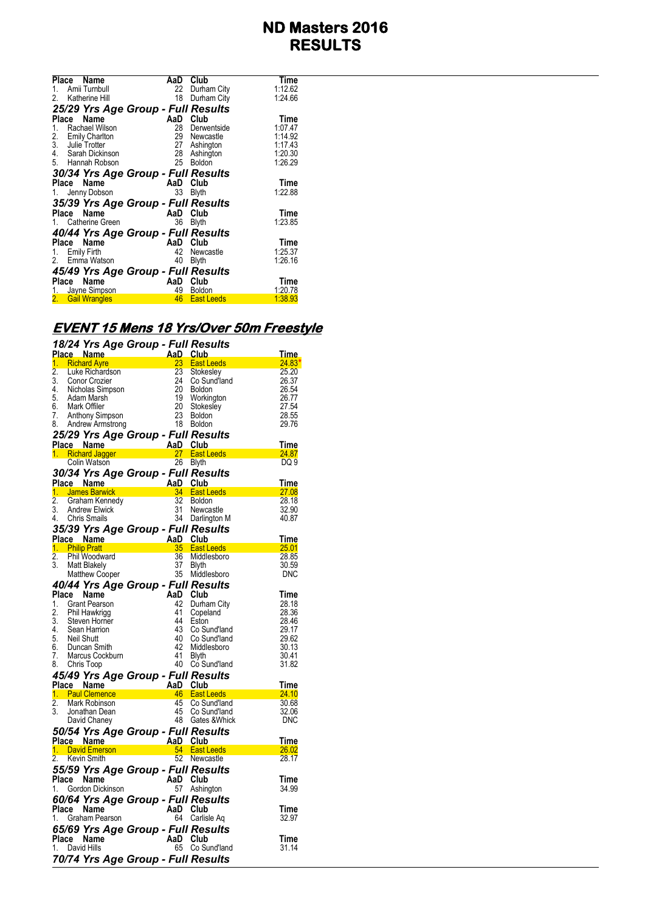# ND Masters 2016
# RESULTS

| Place | Name | AaD | Club | Time |
|---|---|---|---|---|
| 1. | Amii Turnbull | 22 | Durham City | 1:12.62 |
| 2. | Katherine Hill | 18 | Durham City | 1:24.66 |

### 25/29 Yrs Age Group - Full Results

| Place | Name | AaD | Club | Time |
|---|---|---|---|---|
| 1. | Rachael Wilson | 28 | Derwentside | 1:07.47 |
| 2. | Emily Charlton | 29 | Newcastle | 1:14.92 |
| 3. | Julie Trotter | 27 | Ashington | 1:17.43 |
| 4. | Sarah Dickinson | 28 | Ashington | 1:20.30 |
| 5. | Hannah Robson | 25 | Boldon | 1:26.29 |

### 30/34 Yrs Age Group - Full Results

| Place | Name | AaD | Club | Time |
|---|---|---|---|---|
| 1. | Jenny Dobson | 33 | Blyth | 1:22.88 |

### 35/39 Yrs Age Group - Full Results

| Place | Name | AaD | Club | Time |
|---|---|---|---|---|
| 1. | Catherine Green | 36 | Blyth | 1:23.85 |

### 40/44 Yrs Age Group - Full Results

| Place | Name | AaD | Club | Time |
|---|---|---|---|---|
| 1. | Emily Firth | 42 | Newcastle | 1:25.37 |
| 2. | Emma Watson | 40 | Blyth | 1:26.16 |

### 45/49 Yrs Age Group - Full Results

| Place | Name | AaD | Club | Time |
|---|---|---|---|---|
| 1. | Jayne Simpson | 49 | Boldon | 1:20.78 |
| 2. | Gail Wrangles | 46 | East Leeds | 1:38.93 |

## EVENT 15 Mens 18 Yrs/Over 50m Freestyle

### 18/24 Yrs Age Group - Full Results

| Place | Name | AaD | Club | Time |
|---|---|---|---|---|
| 1. | Richard Ayre | 23 | East Leeds | 24.83* |
| 2. | Luke Richardson | 23 | Stokesley | 25.20 |
| 3. | Conor Crozier | 24 | Co Sund'land | 26.37 |
| 4. | Nicholas Simpson | 20 | Boldon | 26.54 |
| 5. | Adam Marsh | 19 | Workington | 26.77 |
| 6. | Mark Offiler | 20 | Stokesley | 27.54 |
| 7. | Anthony Simpson | 23 | Boldon | 28.55 |
| 8. | Andrew Armstrong | 18 | Boldon | 29.76 |

### 25/29 Yrs Age Group - Full Results

| Place | Name | AaD | Club | Time |
|---|---|---|---|---|
| 1. | Richard Jagger | 27 | East Leeds | 24.87 |
| | Colin Watson | 26 | Blyth | DQ 9 |

### 30/34 Yrs Age Group - Full Results

| Place | Name | AaD | Club | Time |
|---|---|---|---|---|
| 1. | James Barwick | 34 | East Leeds | 27.08 |
| 2. | Graham Kennedy | 32 | Boldon | 28.18 |
| 3. | Andrew Elwick | 31 | Newcastle | 32.90 |
| 4. | Chris Smails | 34 | Darlington M | 40.87 |

### 35/39 Yrs Age Group - Full Results

| Place | Name | AaD | Club | Time |
|---|---|---|---|---|
| 1. | Philip Pratt | 35 | East Leeds | 25.01 |
| 2. | Phil Woodward | 36 | Middlesboro | 28.85 |
| 3. | Matt Blakely | 37 | Blyth | 30.59 |
| | Matthew Cooper | 35 | Middlesboro | DNC |

### 40/44 Yrs Age Group - Full Results

| Place | Name | AaD | Club | Time |
|---|---|---|---|---|
| 1. | Grant Pearson | 42 | Durham City | 28.18 |
| 2. | Phil Hawkrigg | 41 | Copeland | 28.36 |
| 3. | Steven Horner | 44 | Eston | 28.46 |
| 4. | Sean Harrion | 43 | Co Sund'land | 29.17 |
| 5. | Neil Shutt | 40 | Co Sund'land | 29.62 |
| 6. | Duncan Smith | 42 | Middlesboro | 30.13 |
| 7. | Marcus Cockburn | 41 | Blyth | 30.41 |
| 8. | Chris Toop | 40 | Co Sund'land | 31.82 |

### 45/49 Yrs Age Group - Full Results

| Place | Name | AaD | Club | Time |
|---|---|---|---|---|
| 1. | Paul Clemence | 46 | East Leeds | 24.10 |
| 2. | Mark Robinson | 45 | Co Sund'land | 30.68 |
| 3. | Jonathan Dean | 45 | Co Sund'land | 32.06 |
| | David Chaney | 48 | Gates &Whick | DNC |

### 50/54 Yrs Age Group - Full Results

| Place | Name | AaD | Club | Time |
|---|---|---|---|---|
| 1. | David Emerson | 54 | East Leeds | 26.02 |
| 2. | Kevin Smith | 52 | Newcastle | 28.17 |

### 55/59 Yrs Age Group - Full Results

| Place | Name | AaD | Club | Time |
|---|---|---|---|---|
| 1. | Gordon Dickinson | 57 | Ashington | 34.99 |

### 60/64 Yrs Age Group - Full Results

| Place | Name | AaD | Club | Time |
|---|---|---|---|---|
| 1. | Graham Pearson | 64 | Carlisle Aq | 32.97 |

### 65/69 Yrs Age Group - Full Results

| Place | Name | AaD | Club | Time |
|---|---|---|---|---|
| 1. | David Hills | 65 | Co Sund'land | 31.14 |

### 70/74 Yrs Age Group - Full Results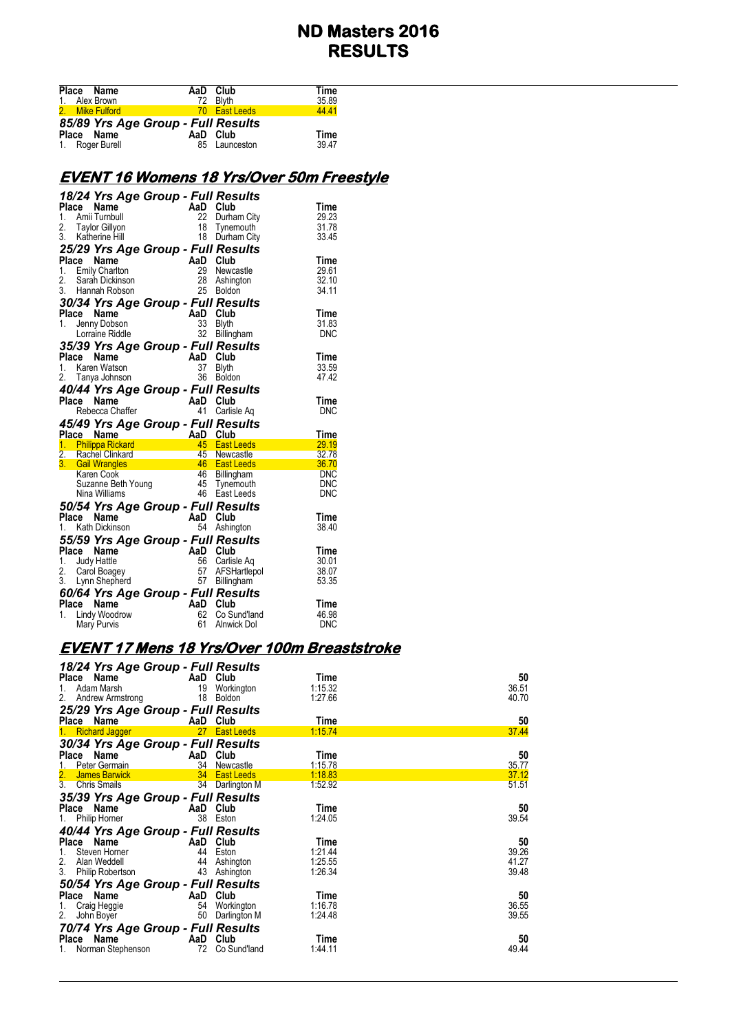# ND Masters 2016
# RESULTS

| Place | Name | AaD | Club | Time |
|---|---|---|---|---|
| 1. | Alex Brown | 72 | Blyth | 35.89 |
| 2. | Mike Fulford | 70 | East Leeds | 44.41 |

### 85/89 Yrs Age Group - Full Results

| Place | Name | AaD | Club | Time |
|---|---|---|---|---|
| 1. | Roger Burell | 85 | Launceston | 39.47 |

## EVENT 16 Womens 18 Yrs/Over 50m Freestyle

### 18/24 Yrs Age Group - Full Results

| Place | Name | AaD | Club | Time |
|---|---|---|---|---|
| 1. | Amii Turnbull | 22 | Durham City | 29.23 |
| 2. | Taylor Gillyon | 18 | Tynemouth | 31.78 |
| 3. | Katherine Hill | 18 | Durham City | 33.45 |

### 25/29 Yrs Age Group - Full Results

| Place | Name | AaD | Club | Time |
|---|---|---|---|---|
| 1. | Emily Charlton | 29 | Newcastle | 29.61 |
| 2. | Sarah Dickinson | 28 | Ashington | 32.10 |
| 3. | Hannah Robson | 25 | Boldon | 34.11 |

### 30/34 Yrs Age Group - Full Results

| Place | Name | AaD | Club | Time |
|---|---|---|---|---|
| 1. | Jenny Dobson | 33 | Blyth | 31.83 |
| | Lorraine Riddle | 32 | Billingham | DNC |

### 35/39 Yrs Age Group - Full Results

| Place | Name | AaD | Club | Time |
|---|---|---|---|---|
| 1. | Karen Watson | 37 | Blyth | 33.59 |
| 2. | Tanya Johnson | 36 | Boldon | 47.42 |

### 40/44 Yrs Age Group - Full Results

| Place | Name | AaD | Club | Time |
|---|---|---|---|---|
| | Rebecca Chaffer | 41 | Carlisle Aq | DNC |

### 45/49 Yrs Age Group - Full Results

| Place | Name | AaD | Club | Time |
|---|---|---|---|---|
| 1. | Philippa Rickard | 45 | East Leeds | 29.19 |
| 2. | Rachel Clinkard | 45 | Newcastle | 32.78 |
| 3. | Gail Wrangles | 46 | East Leeds | 36.70 |
| | Karen Cook | 46 | Billingham | DNC |
| | Suzanne Beth Young | 45 | Tynemouth | DNC |
| | Nina Williams | 46 | East Leeds | DNC |

### 50/54 Yrs Age Group - Full Results

| Place | Name | AaD | Club | Time |
|---|---|---|---|---|
| 1. | Kath Dickinson | 54 | Ashington | 38.40 |

### 55/59 Yrs Age Group - Full Results

| Place | Name | AaD | Club | Time |
|---|---|---|---|---|
| 1. | Judy Hattle | 56 | Carlisle Aq | 30.01 |
| 2. | Carol Boagey | 57 | AFSHartlepol | 38.07 |
| 3. | Lynn Shepherd | 57 | Billingham | 53.35 |

### 60/64 Yrs Age Group - Full Results

| Place | Name | AaD | Club | Time |
|---|---|---|---|---|
| 1. | Lindy Woodrow | 62 | Co Sund'land | 46.98 |
| | Mary Purvis | 61 | Alnwick Dol | DNC |

## EVENT 17 Mens 18 Yrs/Over 100m Breaststroke

### 18/24 Yrs Age Group - Full Results

| Place | Name | AaD | Club | Time | 50 |
|---|---|---|---|---|---|
| 1. | Adam Marsh | 19 | Workington | 1:15.32 | 36.51 |
| 2. | Andrew Armstrong | 18 | Boldon | 1:27.66 | 40.70 |

### 25/29 Yrs Age Group - Full Results

| Place | Name | AaD | Club | Time | 50 |
|---|---|---|---|---|---|
| 1. | Richard Jagger | 27 | East Leeds | 1:15.74 | 37.44 |

### 30/34 Yrs Age Group - Full Results

| Place | Name | AaD | Club | Time | 50 |
|---|---|---|---|---|---|
| 1. | Peter Germain | 34 | Newcastle | 1:15.78 | 35.77 |
| 2. | James Barwick | 34 | East Leeds | 1:18.83 | 37.12 |
| 3. | Chris Smails | 34 | Darlington M | 1:52.92 | 51.51 |

### 35/39 Yrs Age Group - Full Results

| Place | Name | AaD | Club | Time | 50 |
|---|---|---|---|---|---|
| 1. | Philip Horner | 38 | Eston | 1:24.05 | 39.54 |

### 40/44 Yrs Age Group - Full Results

| Place | Name | AaD | Club | Time | 50 |
|---|---|---|---|---|---|
| 1. | Steven Horner | 44 | Eston | 1:21.44 | 39.26 |
| 2. | Alan Weddell | 44 | Ashington | 1:25.55 | 41.27 |
| 3. | Philip Robertson | 43 | Ashington | 1:26.34 | 39.48 |

### 50/54 Yrs Age Group - Full Results

| Place | Name | AaD | Club | Time | 50 |
|---|---|---|---|---|---|
| 1. | Craig Heggie | 54 | Workington | 1:16.78 | 36.55 |
| 2. | John Boyer | 50 | Darlington M | 1:24.48 | 39.55 |

### 70/74 Yrs Age Group - Full Results

| Place | Name | AaD | Club | Time | 50 |
|---|---|---|---|---|---|
| 1. | Norman Stephenson | 72 | Co Sund'land | 1:44.11 | 49.44 |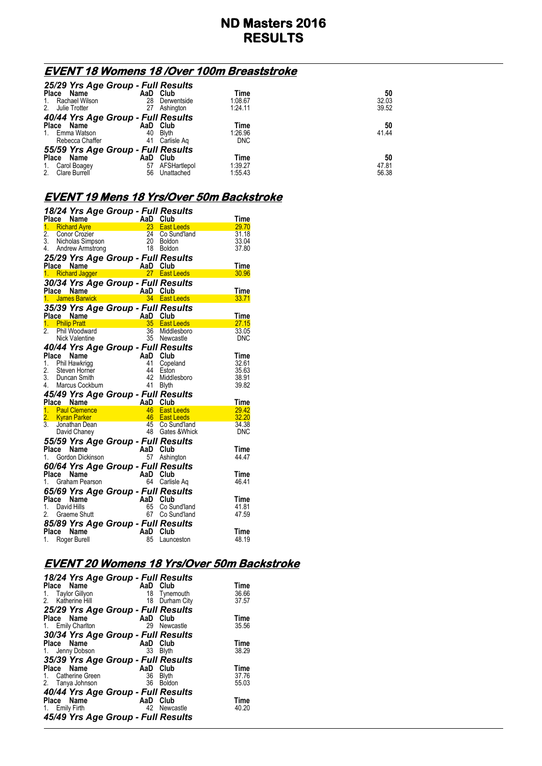# ND Masters 2016
# RESULTS

## EVENT 18 Womens 18 /Over 100m Breaststroke

### 25/29 Yrs Age Group - Full Results

| Place | Name | AaD | Club | Time | 50 |
|---|---|---|---|---|---|
| 1. | Rachael Wilson | 28 | Derwentside | 1:08.67 | 32.03 |
| 2. | Julie Trotter | 27 | Ashington | 1:24.11 | 39.52 |

### 40/44 Yrs Age Group - Full Results

| Place | Name | AaD | Club | Time | 50 |
|---|---|---|---|---|---|
| 1. | Emma Watson | 40 | Blyth | 1:26.96 | 41.44 |
| | Rebecca Chaffer | 41 | Carlisle Aq | DNC | |

### 55/59 Yrs Age Group - Full Results

| Place | Name | AaD | Club | Time | 50 |
|---|---|---|---|---|---|
| 1. | Carol Boagey | 57 | AFSHartlepol | 1:39.27 | 47.81 |
| 2. | Clare Burrell | 56 | Unattached | 1:55.43 | 56.38 |

## EVENT 19 Mens 18 Yrs/Over 50m Backstroke

### 18/24 Yrs Age Group - Full Results

| Place | Name | AaD | Club | Time |
|---|---|---|---|---|
| 1. | Richard Ayre | 23 | East Leeds | 29.70 |
| 2. | Conor Crozier | 24 | Co Sund'land | 31.18 |
| 3. | Nicholas Simpson | 20 | Boldon | 33.04 |
| 4. | Andrew Armstrong | 18 | Boldon | 37.80 |

### 25/29 Yrs Age Group - Full Results

| Place | Name | AaD | Club | Time |
|---|---|---|---|---|
| 1. | Richard Jagger | 27 | East Leeds | 30.96 |

### 30/34 Yrs Age Group - Full Results

| Place | Name | AaD | Club | Time |
|---|---|---|---|---|
| 1. | James Barwick | 34 | East Leeds | 33.71 |

### 35/39 Yrs Age Group - Full Results

| Place | Name | AaD | Club | Time |
|---|---|---|---|---|
| 1. | Philip Pratt | 35 | East Leeds | 27.15 |
| 2. | Phil Woodward | 36 | Middlesboro | 33.05 |
| | Nick Valentine | 35 | Newcastle | DNC |

### 40/44 Yrs Age Group - Full Results

| Place | Name | AaD | Club | Time |
|---|---|---|---|---|
| 1. | Phil Hawkrigg | 41 | Copeland | 32.61 |
| 2. | Steven Horner | 44 | Eston | 35.63 |
| 3. | Duncan Smith | 42 | Middlesboro | 38.91 |
| 4. | Marcus Cockburn | 41 | Blyth | 39.82 |

### 45/49 Yrs Age Group - Full Results

| Place | Name | AaD | Club | Time |
|---|---|---|---|---|
| 1. | Paul Clemence | 46 | East Leeds | 29.42 |
| 2. | Kyran Parker | 46 | East Leeds | 32.20 |
| 3. | Jonathan Dean | 45 | Co Sund'land | 34.38 |
| | David Chaney | 48 | Gates &Whick | DNC |

### 55/59 Yrs Age Group - Full Results

| Place | Name | AaD | Club | Time |
|---|---|---|---|---|
| 1. | Gordon Dickinson | 57 | Ashington | 44.47 |

### 60/64 Yrs Age Group - Full Results

| Place | Name | AaD | Club | Time |
|---|---|---|---|---|
| 1. | Graham Pearson | 64 | Carlisle Aq | 46.41 |

### 65/69 Yrs Age Group - Full Results

| Place | Name | AaD | Club | Time |
|---|---|---|---|---|
| 1. | David Hills | 65 | Co Sund'land | 41.81 |
| 2. | Graeme Shutt | 67 | Co Sund'land | 47.59 |

### 85/89 Yrs Age Group - Full Results

| Place | Name | AaD | Club | Time |
|---|---|---|---|---|
| 1. | Roger Burell | 85 | Launceston | 48.19 |

## EVENT 20 Womens 18 Yrs/Over 50m Backstroke

### 18/24 Yrs Age Group - Full Results

| Place | Name | AaD | Club | Time |
|---|---|---|---|---|
| 1. | Taylor Gillyon | 18 | Tynemouth | 36.66 |
| 2. | Katherine Hill | 18 | Durham City | 37.57 |

### 25/29 Yrs Age Group - Full Results

| Place | Name | AaD | Club | Time |
|---|---|---|---|---|
| 1. | Emily Charlton | 29 | Newcastle | 35.56 |

### 30/34 Yrs Age Group - Full Results

| Place | Name | AaD | Club | Time |
|---|---|---|---|---|
| 1. | Jenny Dobson | 33 | Blyth | 38.29 |

### 35/39 Yrs Age Group - Full Results

| Place | Name | AaD | Club | Time |
|---|---|---|---|---|
| 1. | Catherine Green | 36 | Blyth | 37.76 |
| 2. | Tanya Johnson | 36 | Boldon | 55.03 |

### 40/44 Yrs Age Group - Full Results

| Place | Name | AaD | Club | Time |
|---|---|---|---|---|
| 1. | Emily Firth | 42 | Newcastle | 40.20 |

### 45/49 Yrs Age Group - Full Results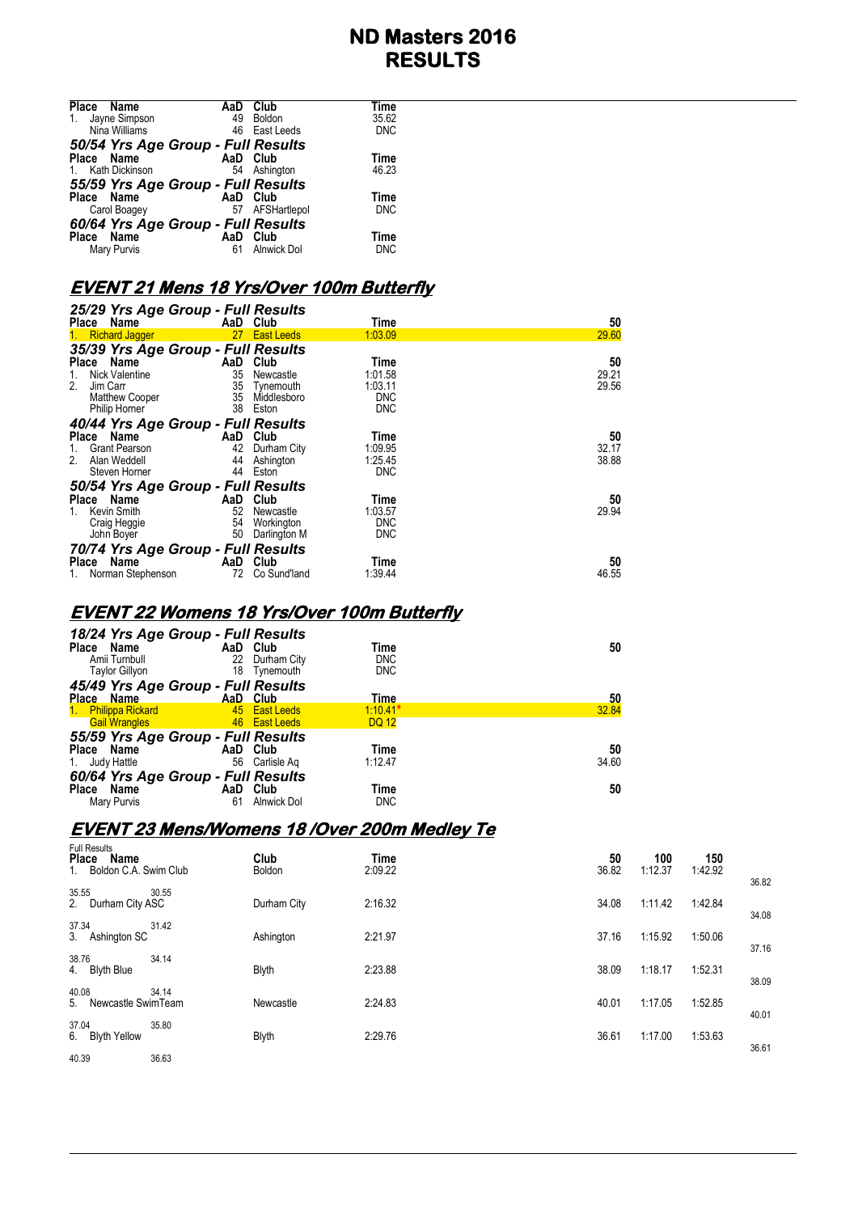# ND Masters 2016
# RESULTS

| Place | Name | AaD | Club | Time |
|---|---|---|---|---|
| 1. | Jayne Simpson | 49 | Boldon | 35.62 |
| | Nina Williams | 46 | East Leeds | DNC |

**50/54 Yrs Age Group - Full Results**

| Place | Name | AaD | Club | Time |
|---|---|---|---|---|
| 1. | Kath Dickinson | 54 | Ashington | 46.23 |

**55/59 Yrs Age Group - Full Results**

| Place | Name | AaD | Club | Time |
|---|---|---|---|---|
| | Carol Boagey | 57 | AFSHartlepol | DNC |

**60/64 Yrs Age Group - Full Results**

| Place | Name | AaD | Club | Time |
|---|---|---|---|---|
| | Mary Purvis | 61 | Alnwick Dol | DNC |

## EVENT 21 Mens 18 Yrs/Over 100m Butterfly

**25/29 Yrs Age Group - Full Results**

| Place | Name | AaD | Club | Time | 50 |
|---|---|---|---|---|---|
| 1. | Richard Jagger | 27 | East Leeds | 1:03.09 | 29.60 |

**35/39 Yrs Age Group - Full Results**

| Place | Name | AaD | Club | Time | 50 |
|---|---|---|---|---|---|
| 1. | Nick Valentine | 35 | Newcastle | 1:01.58 | 29.21 |
| 2. | Jim Carr | 35 | Tynemouth | 1:03.11 | 29.56 |
| | Matthew Cooper | 35 | Middlesboro | DNC | |
| | Philip Horner | 38 | Eston | DNC | |

**40/44 Yrs Age Group - Full Results**

| Place | Name | AaD | Club | Time | 50 |
|---|---|---|---|---|---|
| 1. | Grant Pearson | 42 | Durham City | 1:09.95 | 32.17 |
| 2. | Alan Weddell | 44 | Ashington | 1:25.45 | 38.88 |
| | Steven Horner | 44 | Eston | DNC | |

**50/54 Yrs Age Group - Full Results**

| Place | Name | AaD | Club | Time | 50 |
|---|---|---|---|---|---|
| 1. | Kevin Smith | 52 | Newcastle | 1:03.57 | 29.94 |
| | Craig Heggie | 54 | Workington | DNC | |
| | John Boyer | 50 | Darlington M | DNC | |

**70/74 Yrs Age Group - Full Results**

| Place | Name | AaD | Club | Time | 50 |
|---|---|---|---|---|---|
| 1. | Norman Stephenson | 72 | Co Sund'land | 1:39.44 | 46.55 |

## EVENT 22 Womens 18 Yrs/Over 100m Butterfly

**18/24 Yrs Age Group - Full Results**

| Place | Name | AaD | Club | Time | 50 |
|---|---|---|---|---|---|
| | Amii Turnbull | 22 | Durham City | DNC | |
| | Taylor Gillyon | 18 | Tynemouth | DNC | |

**45/49 Yrs Age Group - Full Results**

| Place | Name | AaD | Club | Time | 50 |
|---|---|---|---|---|---|
| 1. | Philippa Rickard | 45 | East Leeds | 1:10.41* | 32.84 |
| | Gail Wrangles | 46 | East Leeds | DQ 12 | |

**55/59 Yrs Age Group - Full Results**

| Place | Name | AaD | Club | Time | 50 |
|---|---|---|---|---|---|
| 1. | Judy Hattle | 56 | Carlisle Aq | 1:12.47 | 34.60 |

**60/64 Yrs Age Group - Full Results**

| Place | Name | AaD | Club | Time | 50 |
|---|---|---|---|---|---|
| | Mary Purvis | 61 | Alnwick Dol | DNC | |

## EVENT 23 Mens/Womens 18 /Over 200m Medley Te

Full Results

| Place | Name | Club | Time | 50 | 100 | 150 | Splits |
|---|---|---|---|---|---|---|---|
| 1. | Boldon C.A. Swim Club | Boldon | 2:09.22 | 36.82 | 1:12.37 | 1:42.92 | 36.82 35.55 30.55 |
| 2. | Durham City ASC | Durham City | 2:16.32 | 34.08 | 1:11.42 | 1:42.84 | 34.08 37.34 31.42 |
| 3. | Ashington SC | Ashington | 2:21.97 | 37.16 | 1:15.92 | 1:50.06 | 37.16 38.76 34.14 |
| 4. | Blyth Blue | Blyth | 2:23.88 | 38.09 | 1:18.17 | 1:52.31 | 38.09 40.08 34.14 |
| 5. | Newcastle SwimTeam | Newcastle | 2:24.83 | 40.01 | 1:17.05 | 1:52.85 | 40.01 37.04 35.80 |
| 6. | Blyth Yellow | Blyth | 2:29.76 | 36.61 | 1:17.00 | 1:53.63 | 36.61 40.39 36.63 |